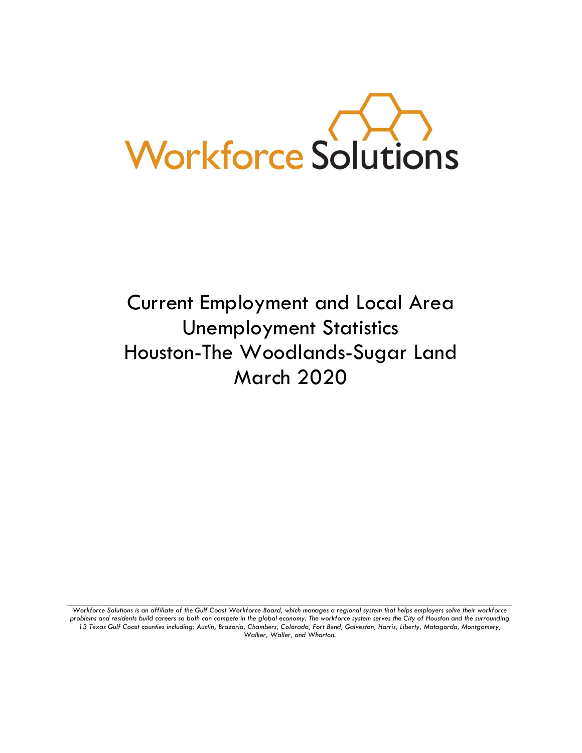Workforce Solutions

# Current Employment and Local Area Unemployment Statistics Houston-The Woodlands-Sugar Land March 2020

*Workforce Solutions is an affiliate of the Gulf Coast Workforce Board, which manages a regional system that helps employers solve their workforce problems and residents build careers so both can compete in the global economy. The workforce system serves the City of Houston and the surrounding 13 Texas Gulf Coast counties including: Austin, Brazoria, Chambers, Colorado, Fort Bend, Galveston, Harris, Liberty, Matagorda, Montgomery, Walker, Waller, and Wharton.*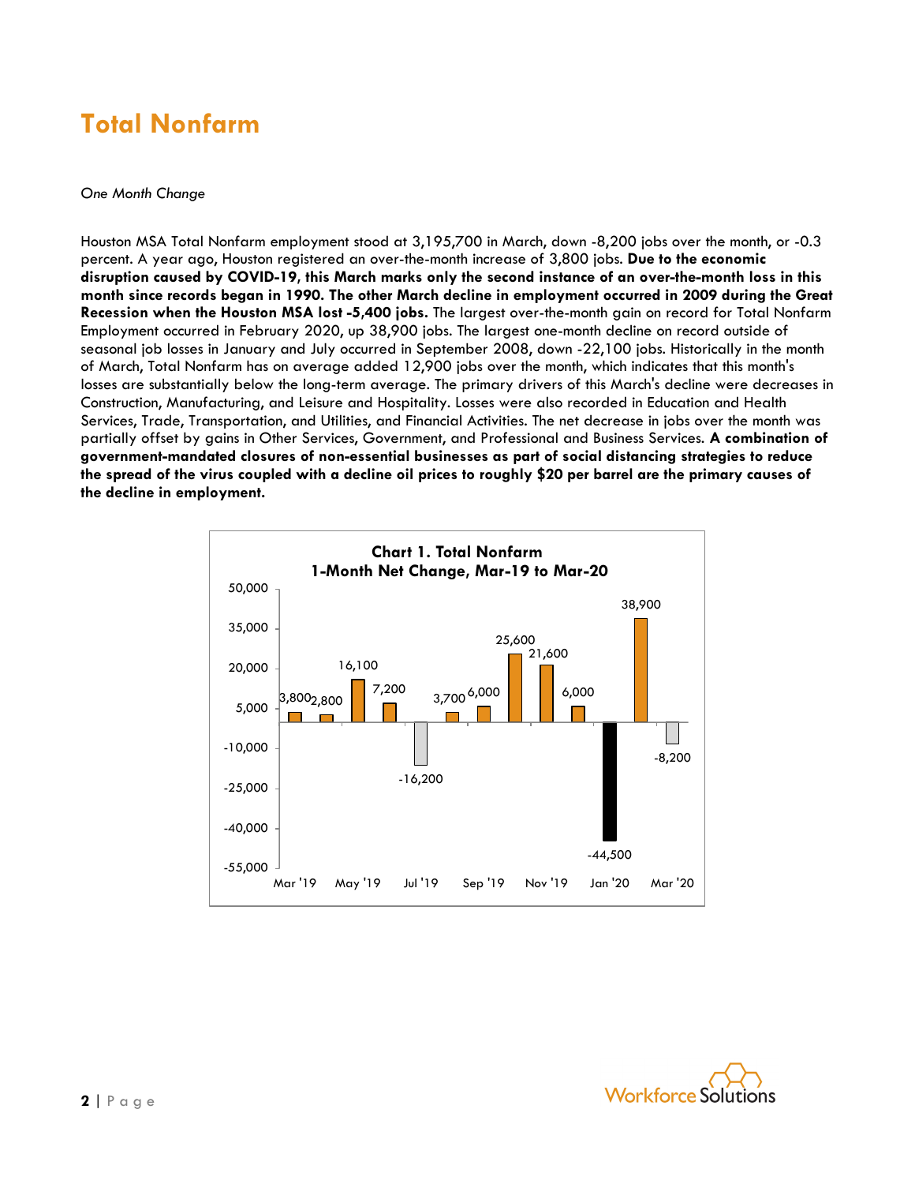# Total Nonfarm

*One Month Change*

Houston MSA Total Nonfarm employment stood at 3,195,700 in March, down -8,200 jobs over the month, or -0.3 percent. A year ago, Houston registered an over-the-month increase of 3,800 jobs. **Due to the economic disruption caused by COVID-19, this March marks only the second instance of an over-the-month loss in this month since records began in 1990. The other March decline in employment occurred in 2009 during the Great Recession when the Houston MSA lost -5,400 jobs.** The largest over-the-month gain on record for Total Nonfarm Employment occurred in February 2020, up 38,900 jobs. The largest one-month decline on record outside of seasonal job losses in January and July occurred in September 2008, down -22,100 jobs. Historically in the month of March, Total Nonfarm has on average added 12,900 jobs over the month, which indicates that this month's losses are substantially below the long-term average. The primary drivers of this March's decline were decreases in Construction, Manufacturing, and Leisure and Hospitality. Losses were also recorded in Education and Health Services, Trade, Transportation, and Utilities, and Financial Activities. The net decrease in jobs over the month was partially offset by gains in Other Services, Government, and Professional and Business Services. **A combination of government-mandated closures of non-essential businesses as part of social distancing strategies to reduce the spread of the virus coupled with a decline oil prices to roughly $20 per barrel are the primary causes of the decline in employment.**

**Chart 1. Total Nonfarm 1-Month Net Change, Mar-19 to Mar-20**

| Month | Net Change |
|---|---|
| Mar '19 | 3,800 |
| Apr '19 | 2,800 |
| May '19 | 16,100 |
| Jun '19 | 7,200 |
| Jul '19 | -16,200 |
| Aug '19 | 3,700 |
| Sep '19 | 6,000 |
| Oct '19 | 25,600 |
| Nov '19 | 21,600 |
| Dec '19 | 6,000 |
| Jan '20 | -44,500 |
| Feb '20 | 38,900 |
| Mar '20 | -8,200 |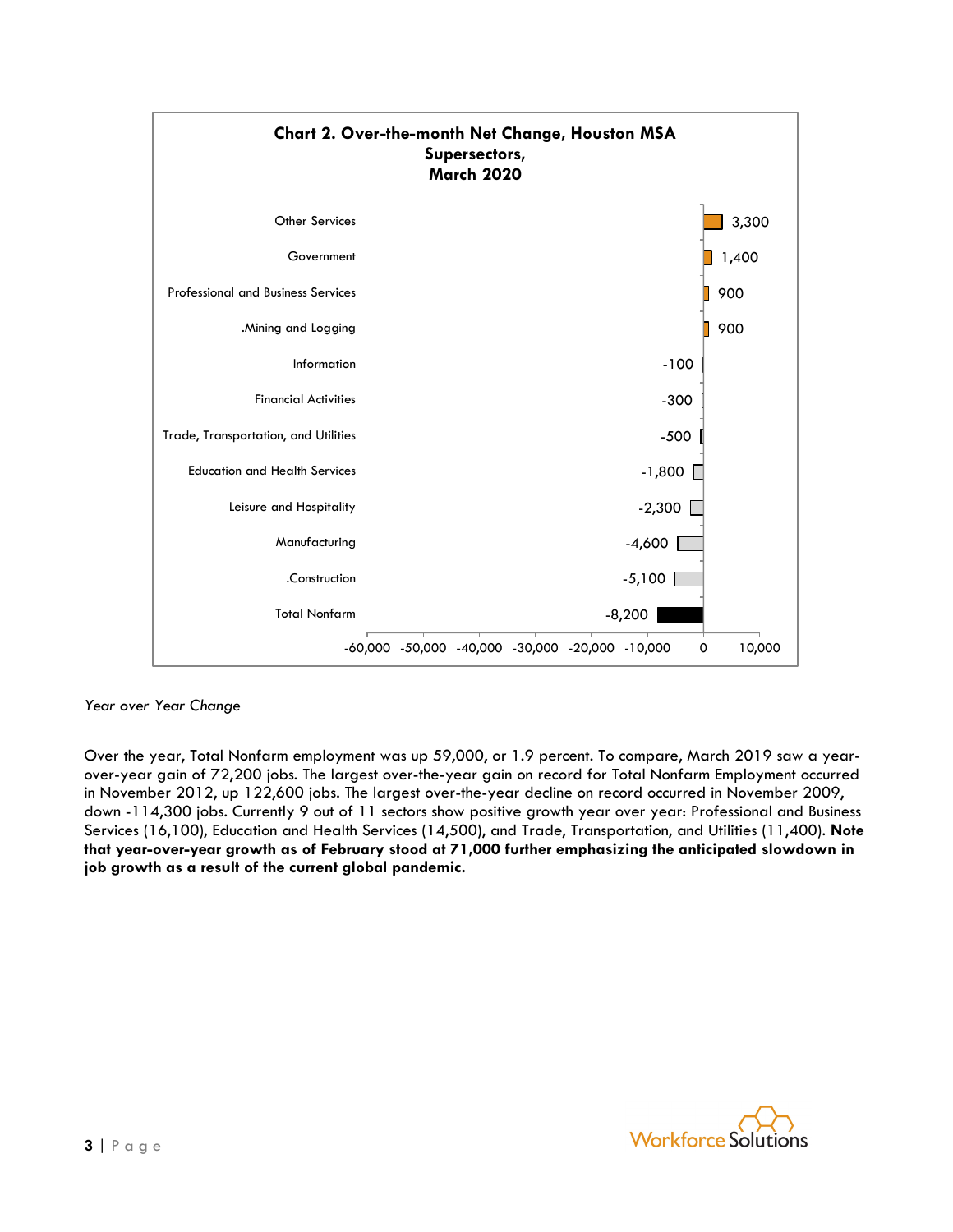**Chart 2. Over-the-month Net Change, Houston MSA Supersectors, March 2020**

| Supersector | Net Change |
|---|---|
| Other Services | 3,300 |
| Government | 1,400 |
| Professional and Business Services | 900 |
| .Mining and Logging | 900 |
| Information | -100 |
| Financial Activities | -300 |
| Trade, Transportation, and Utilities | -500 |
| Education and Health Services | -1,800 |
| Leisure and Hospitality | -2,300 |
| Manufacturing | -4,600 |
| .Construction | -5,100 |
| Total Nonfarm | -8,200 |

*Year over Year Change*

Over the year, Total Nonfarm employment was up 59,000, or 1.9 percent. To compare, March 2019 saw a year-over-year gain of 72,200 jobs. The largest over-the-year gain on record for Total Nonfarm Employment occurred in November 2012, up 122,600 jobs. The largest over-the-year decline on record occurred in November 2009, down -114,300 jobs. Currently 9 out of 11 sectors show positive growth year over year: Professional and Business Services (16,100), Education and Health Services (14,500), and Trade, Transportation, and Utilities (11,400). **Note that year-over-year growth as of February stood at 71,000 further emphasizing the anticipated slowdown in job growth as a result of the current global pandemic.**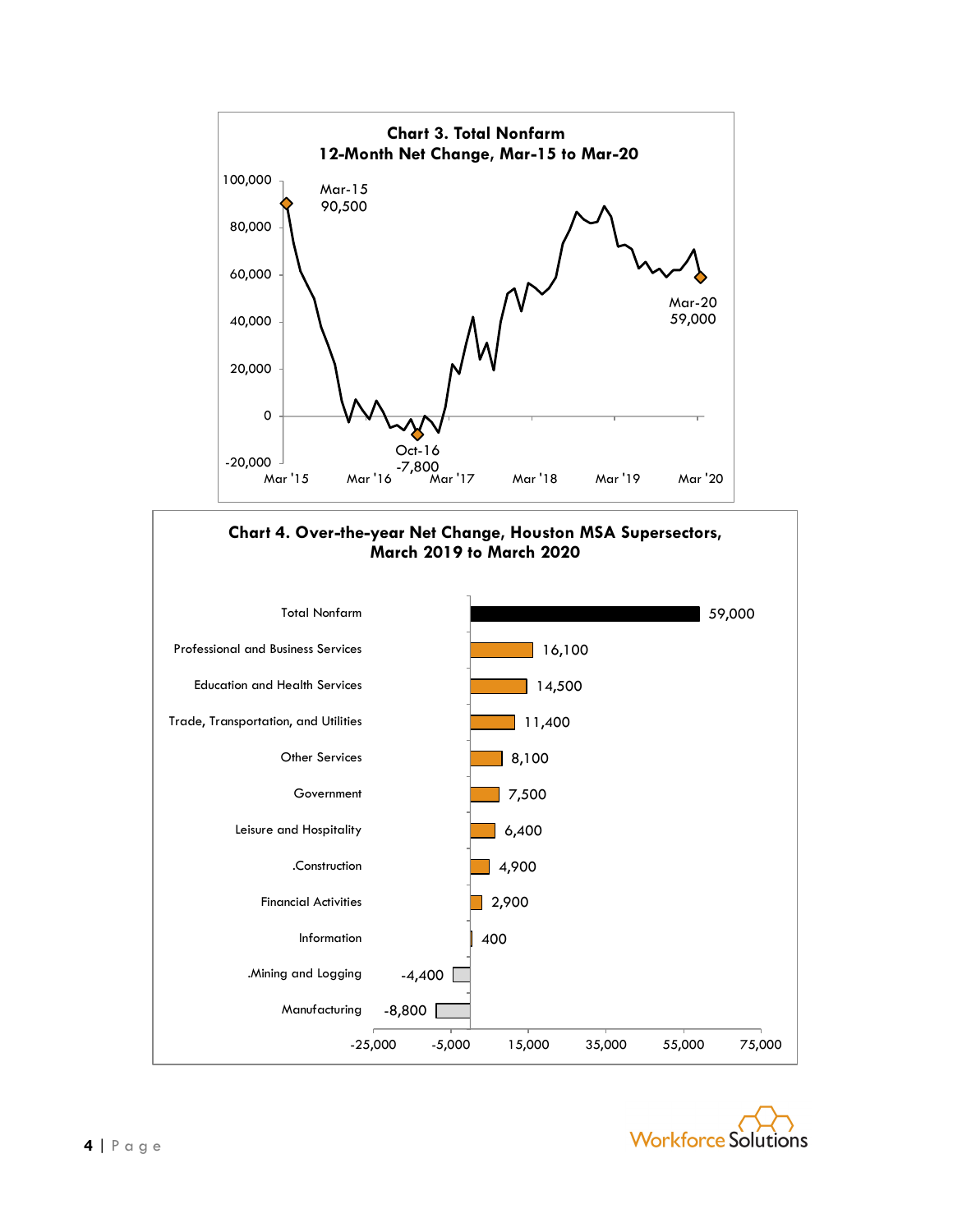**Chart 3. Total Nonfarm**
**12-Month Net Change, Mar-15 to Mar-20**

Mar-15: 90,500

Oct-16: -7,800

Mar-20: 59,000

**Chart 4. Over-the-year Net Change, Houston MSA Supersectors, March 2019 to March 2020**

| Supersector | Net Change |
|---|---|
| Total Nonfarm | 59,000 |
| Professional and Business Services | 16,100 |
| Education and Health Services | 14,500 |
| Trade, Transportation, and Utilities | 11,400 |
| Other Services | 8,100 |
| Government | 7,500 |
| Leisure and Hospitality | 6,400 |
| .Construction | 4,900 |
| Financial Activities | 2,900 |
| Information | 400 |
| .Mining and Logging | -4,400 |
| Manufacturing | -8,800 |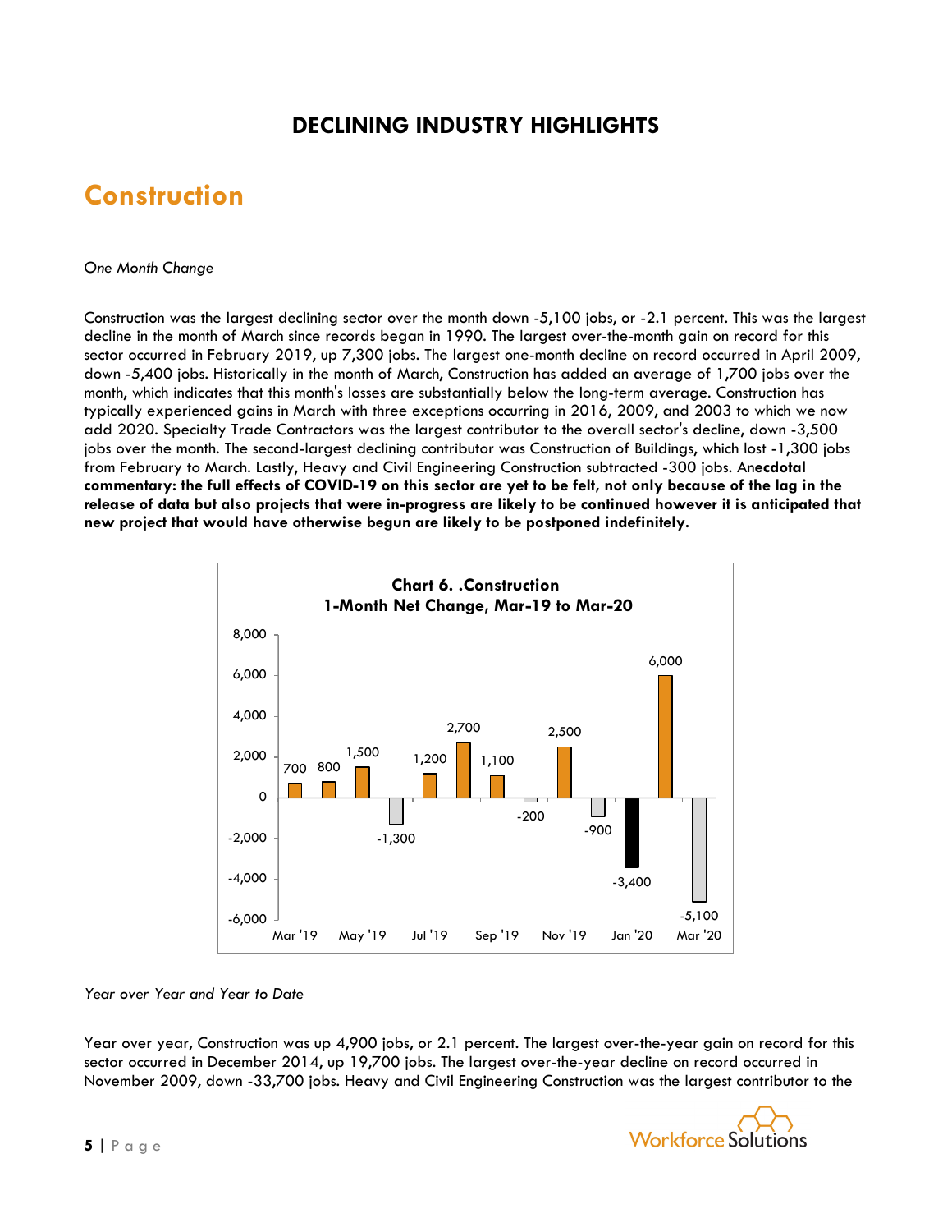## DECLINING INDUSTRY HIGHLIGHTS

# Construction

*One Month Change*

Construction was the largest declining sector over the month down -5,100 jobs, or -2.1 percent. This was the largest decline in the month of March since records began in 1990. The largest over-the-month gain on record for this sector occurred in February 2019, up 7,300 jobs. The largest one-month decline on record occurred in April 2009, down -5,400 jobs. Historically in the month of March, Construction has added an average of 1,700 jobs over the month, which indicates that this month's losses are substantially below the long-term average. Construction has typically experienced gains in March with three exceptions occurring in 2016, 2009, and 2003 to which we now add 2020. Specialty Trade Contractors was the largest contributor to the overall sector's decline, down -3,500 jobs over the month. The second-largest declining contributor was Construction of Buildings, which lost -1,300 jobs from February to March. Lastly, Heavy and Civil Engineering Construction subtracted -300 jobs. An**ecdotal commentary: the full effects of COVID-19 on this sector are yet to be felt, not only because of the lag in the release of data but also projects that were in-progress are likely to be continued however it is anticipated that new project that would have otherwise begun are likely to be postponed indefinitely.**

**Chart 6. .Construction**
**1-Month Net Change, Mar-19 to Mar-20**

| Month | Net Change |
|---|---|
| Mar '19 | 700 |
| Apr '19 | 800 |
| May '19 | 1,500 |
| Jun '19 | -1,300 |
| Jul '19 | 1,200 |
| Aug '19 | 2,700 |
| Sep '19 | 1,100 |
| Oct '19 | -200 |
| Nov '19 | 2,500 |
| Dec '19 | -900 |
| Jan '20 | -3,400 |
| Feb '20 | 6,000 |
| Mar '20 | -5,100 |

*Year over Year and Year to Date*

Year over year, Construction was up 4,900 jobs, or 2.1 percent. The largest over-the-year gain on record for this sector occurred in December 2014, up 19,700 jobs. The largest over-the-year decline on record occurred in November 2009, down -33,700 jobs. Heavy and Civil Engineering Construction was the largest contributor to the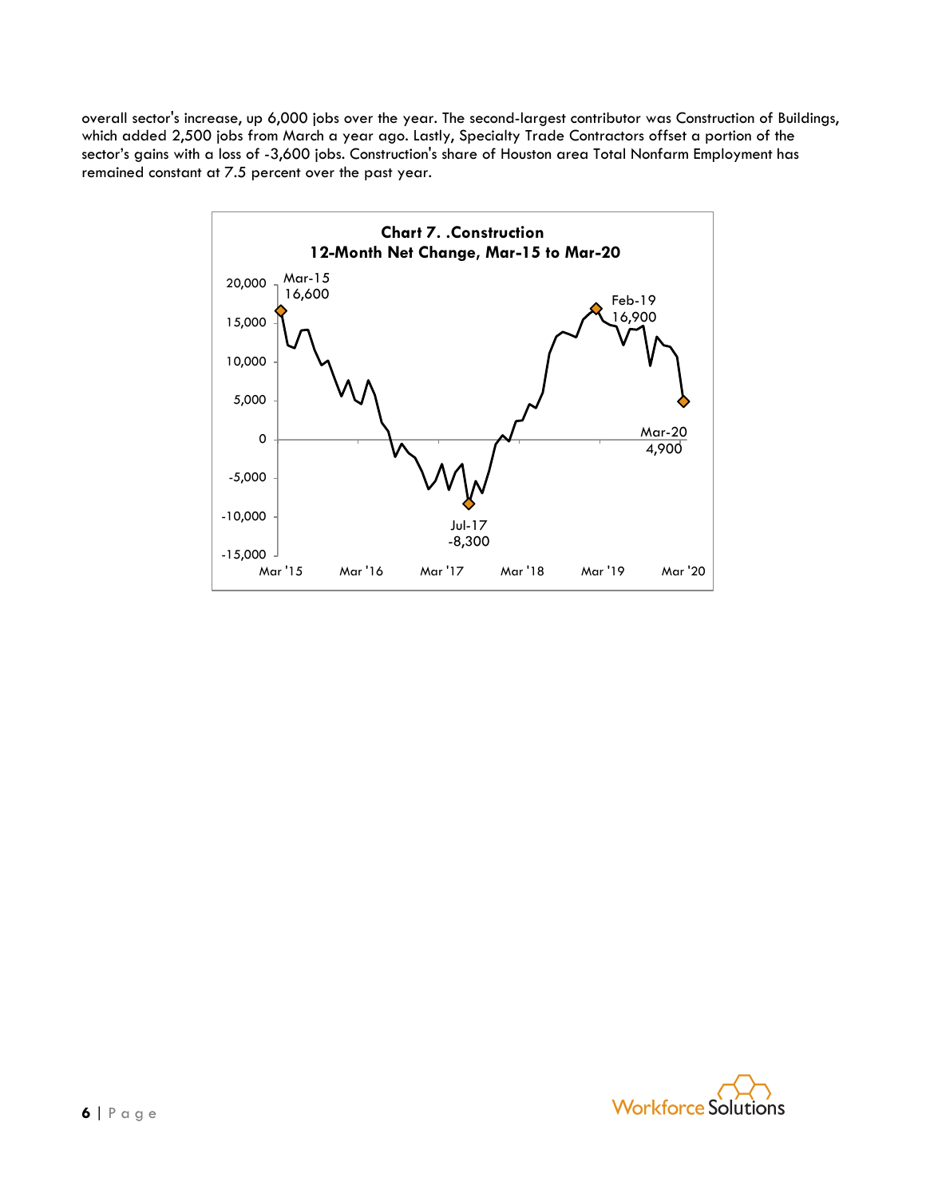overall sector's increase, up 6,000 jobs over the year. The second-largest contributor was Construction of Buildings, which added 2,500 jobs from March a year ago. Lastly, Specialty Trade Contractors offset a portion of the sector's gains with a loss of -3,600 jobs. Construction's share of Houston area Total Nonfarm Employment has remained constant at 7.5 percent over the past year.

**Chart 7. .Construction**
**12-Month Net Change, Mar-15 to Mar-20**

Mar-15: 16,600
Jul-17: -8,300
Feb-19: 16,900
Mar-20: 4,900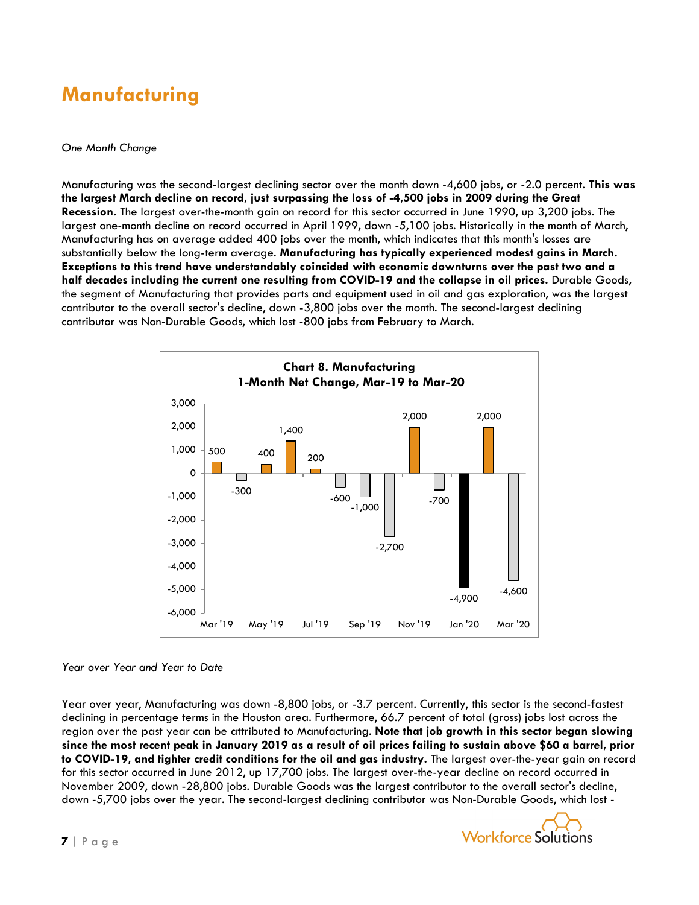# Manufacturing

*One Month Change*

Manufacturing was the second-largest declining sector over the month down -4,600 jobs, or -2.0 percent. **This was the largest March decline on record, just surpassing the loss of -4,500 jobs in 2009 during the Great Recession.** The largest over-the-month gain on record for this sector occurred in June 1990, up 3,200 jobs. The largest one-month decline on record occurred in April 1999, down -5,100 jobs. Historically in the month of March, Manufacturing has on average added 400 jobs over the month, which indicates that this month's losses are substantially below the long-term average. **Manufacturing has typically experienced modest gains in March. Exceptions to this trend have understandably coincided with economic downturns over the past two and a half decades including the current one resulting from COVID-19 and the collapse in oil prices.** Durable Goods, the segment of Manufacturing that provides parts and equipment used in oil and gas exploration, was the largest contributor to the overall sector's decline, down -3,800 jobs over the month. The second-largest declining contributor was Non-Durable Goods, which lost -800 jobs from February to March.

**Chart 8. Manufacturing**
**1-Month Net Change, Mar-19 to Mar-20**

| Month | Net Change |
|---|---|
| Mar '19 | 500 |
| Apr '19 | -300 |
| May '19 | 400 |
| Jun '19 | 1,400 |
| Jul '19 | 200 |
| Aug '19 | -600 |
| Sep '19 | -1,000 |
| Oct '19 | -2,700 |
| Nov '19 | 2,000 |
| Dec '19 | -700 |
| Jan '20 | -4,900 |
| Feb '20 | 2,000 |
| Mar '20 | -4,600 |

*Year over Year and Year to Date*

Year over year, Manufacturing was down -8,800 jobs, or -3.7 percent. Currently, this sector is the second-fastest declining in percentage terms in the Houston area. Furthermore, 66.7 percent of total (gross) jobs lost across the region over the past year can be attributed to Manufacturing. **Note that job growth in this sector began slowing since the most recent peak in January 2019 as a result of oil prices failing to sustain above $60 a barrel, prior to COVID-19, and tighter credit conditions for the oil and gas industry.** The largest over-the-year gain on record for this sector occurred in June 2012, up 17,700 jobs. The largest over-the-year decline on record occurred in November 2009, down -28,800 jobs. Durable Goods was the largest contributor to the overall sector's decline, down -5,700 jobs over the year. The second-largest declining contributor was Non-Durable Goods, which lost -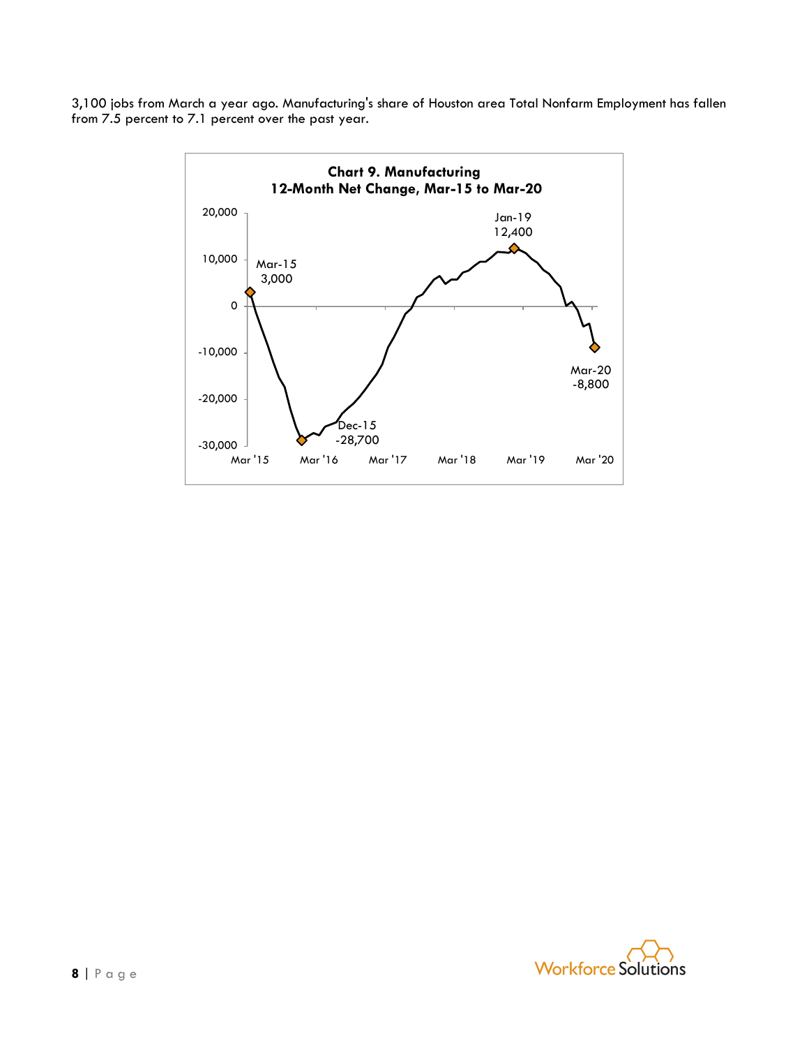3,100 jobs from March a year ago. Manufacturing's share of Houston area Total Nonfarm Employment has fallen from 7.5 percent to 7.1 percent over the past year.

**Chart 9. Manufacturing**
**12-Month Net Change, Mar-15 to Mar-20**

Mar-15 3,000

Dec-15 -28,700

Jan-19 12,400

Mar-20 -8,800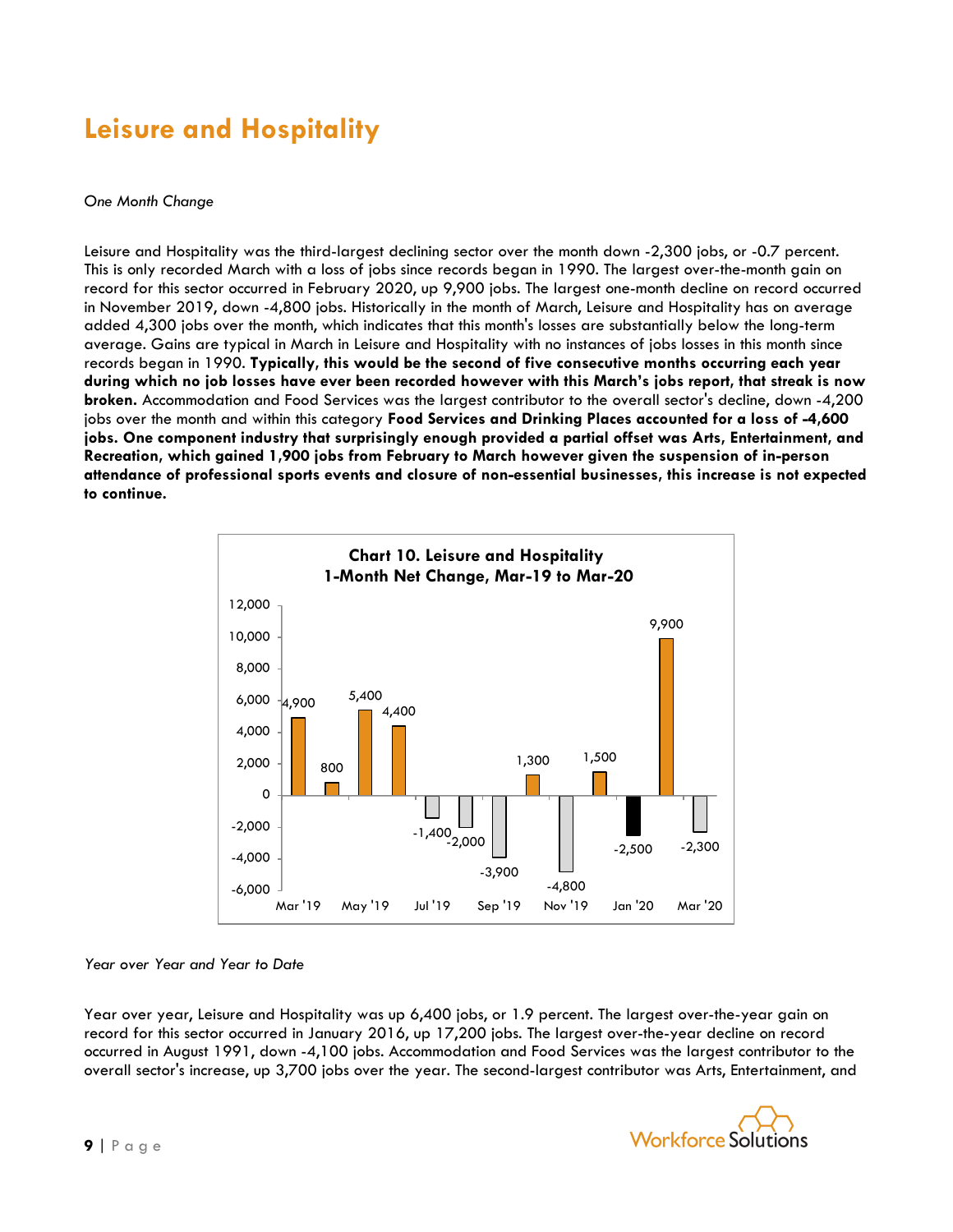# Leisure and Hospitality

*One Month Change*

Leisure and Hospitality was the third-largest declining sector over the month down -2,300 jobs, or -0.7 percent. This is only recorded March with a loss of jobs since records began in 1990. The largest over-the-month gain on record for this sector occurred in February 2020, up 9,900 jobs. The largest one-month decline on record occurred in November 2019, down -4,800 jobs. Historically in the month of March, Leisure and Hospitality has on average added 4,300 jobs over the month, which indicates that this month's losses are substantially below the long-term average. Gains are typical in March in Leisure and Hospitality with no instances of jobs losses in this month since records began in 1990. **Typically, this would be the second of five consecutive months occurring each year during which no job losses have ever been recorded however with this March's jobs report, that streak is now broken.** Accommodation and Food Services was the largest contributor to the overall sector's decline, down -4,200 jobs over the month and within this category **Food Services and Drinking Places accounted for a loss of -4,600 jobs. One component industry that surprisingly enough provided a partial offset was Arts, Entertainment, and Recreation, which gained 1,900 jobs from February to March however given the suspension of in-person attendance of professional sports events and closure of non-essential businesses, this increase is not expected to continue.**

**Chart 10. Leisure and Hospitality 1-Month Net Change, Mar-19 to Mar-20**

| Month | Net Change |
|---|---|
| Mar '19 | 4,900 |
| Apr '19 | 800 |
| May '19 | 5,400 |
| Jun '19 | 4,400 |
| Jul '19 | -1,400 |
| Aug '19 | -2,000 |
| Sep '19 | -3,900 |
| Oct '19 | 1,300 |
| Nov '19 | -4,800 |
| Dec '19 | 1,500 |
| Jan '20 | -2,500 |
| Feb '20 | 9,900 |
| Mar '20 | -2,300 |

*Year over Year and Year to Date*

Year over year, Leisure and Hospitality was up 6,400 jobs, or 1.9 percent. The largest over-the-year gain on record for this sector occurred in January 2016, up 17,200 jobs. The largest over-the-year decline on record occurred in August 1991, down -4,100 jobs. Accommodation and Food Services was the largest contributor to the overall sector's increase, up 3,700 jobs over the year. The second-largest contributor was Arts, Entertainment, and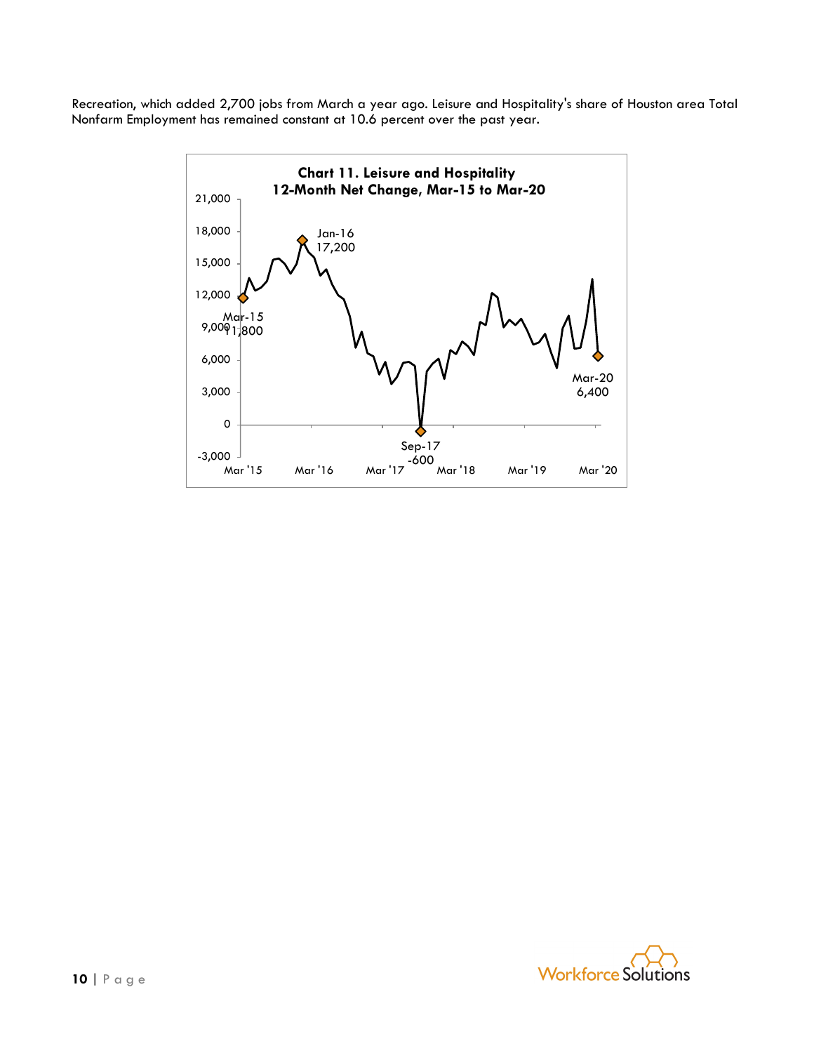Recreation, which added 2,700 jobs from March a year ago. Leisure and Hospitality's share of Houston area Total Nonfarm Employment has remained constant at 10.6 percent over the past year.

**Chart 11. Leisure and Hospitality**
**12-Month Net Change, Mar-15 to Mar-20**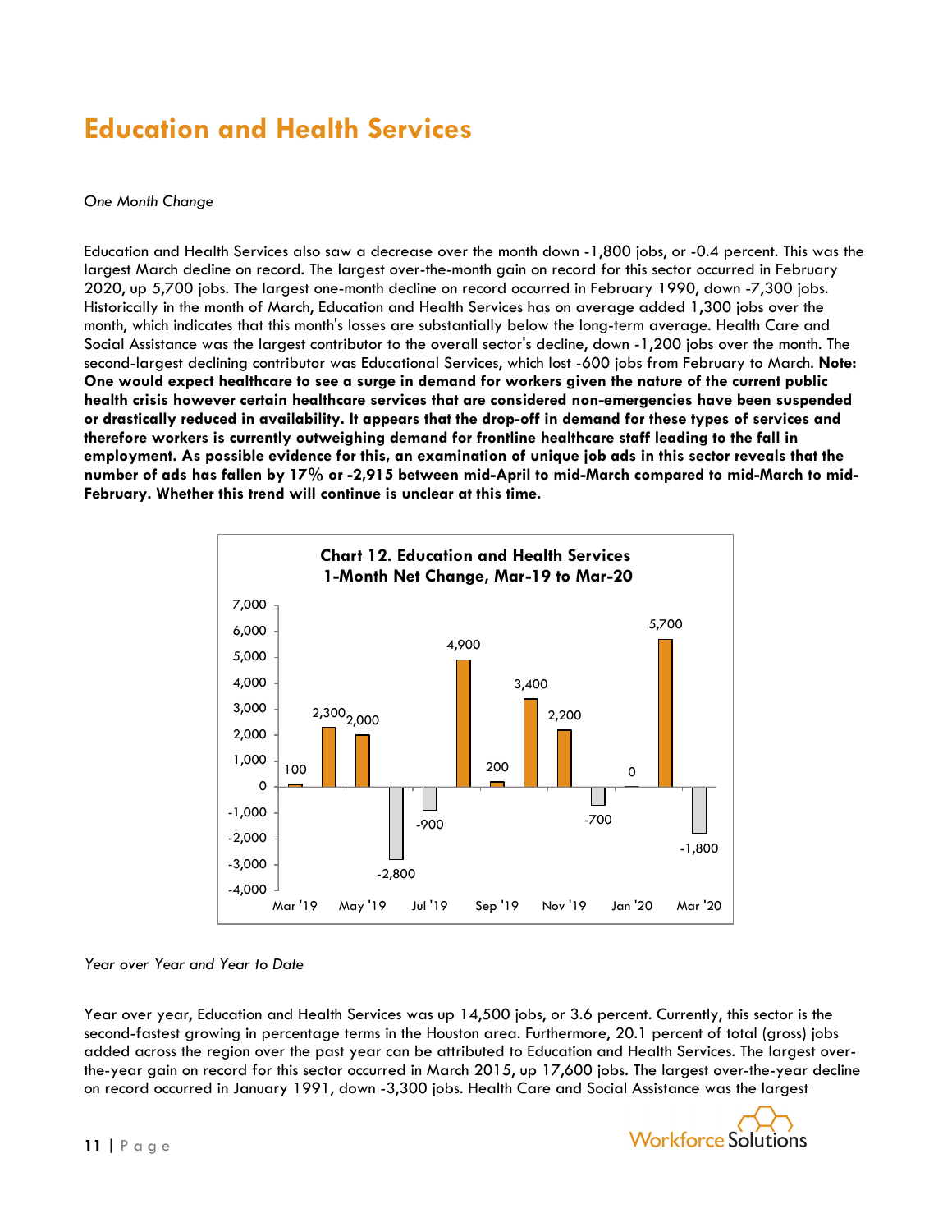# Education and Health Services

*One Month Change*

Education and Health Services also saw a decrease over the month down -1,800 jobs, or -0.4 percent. This was the largest March decline on record. The largest over-the-month gain on record for this sector occurred in February 2020, up 5,700 jobs. The largest one-month decline on record occurred in February 1990, down -7,300 jobs. Historically in the month of March, Education and Health Services has on average added 1,300 jobs over the month, which indicates that this month's losses are substantially below the long-term average. Health Care and Social Assistance was the largest contributor to the overall sector's decline, down -1,200 jobs over the month. The second-largest declining contributor was Educational Services, which lost -600 jobs from February to March. **Note: One would expect healthcare to see a surge in demand for workers given the nature of the current public health crisis however certain healthcare services that are considered non-emergencies have been suspended or drastically reduced in availability. It appears that the drop-off in demand for these types of services and therefore workers is currently outweighing demand for frontline healthcare staff leading to the fall in employment. As possible evidence for this, an examination of unique job ads in this sector reveals that the number of ads has fallen by 17% or -2,915 between mid-April to mid-March compared to mid-March to mid-February. Whether this trend will continue is unclear at this time.**

**Chart 12. Education and Health Services 1-Month Net Change, Mar-19 to Mar-20**

| Month | Net Change |
|---|---|
| Mar '19 | 100 |
| Apr '19 | 2,300 |
| May '19 | 2,000 |
| Jun '19 | -2,800 |
| Jul '19 | -900 |
| Aug '19 | 4,900 |
| Sep '19 | 200 |
| Oct '19 | 3,400 |
| Nov '19 | 2,200 |
| Dec '19 | -700 |
| Jan '20 | 0 |
| Feb '20 | 5,700 |
| Mar '20 | -1,800 |

*Year over Year and Year to Date*

Year over year, Education and Health Services was up 14,500 jobs, or 3.6 percent. Currently, this sector is the second-fastest growing in percentage terms in the Houston area. Furthermore, 20.1 percent of total (gross) jobs added across the region over the past year can be attributed to Education and Health Services. The largest over-the-year gain on record for this sector occurred in March 2015, up 17,600 jobs. The largest over-the-year decline on record occurred in January 1991, down -3,300 jobs. Health Care and Social Assistance was the largest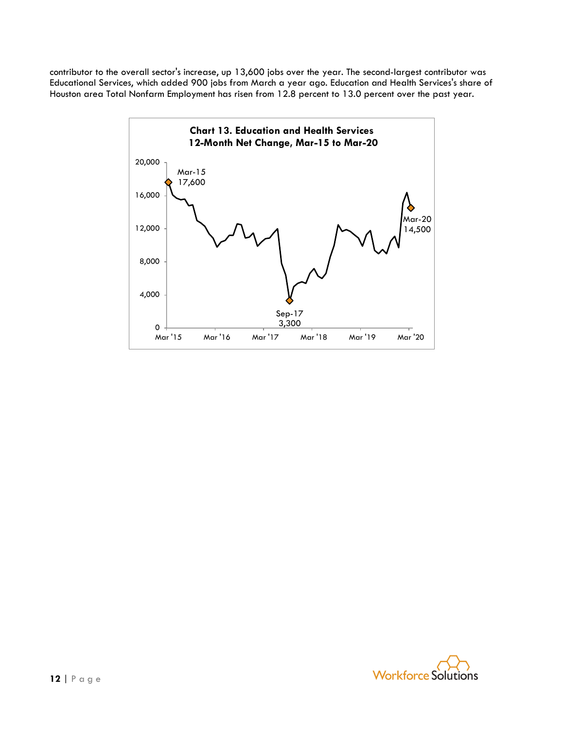contributor to the overall sector's increase, up 13,600 jobs over the year. The second-largest contributor was Educational Services, which added 900 jobs from March a year ago. Education and Health Services's share of Houston area Total Nonfarm Employment has risen from 12.8 percent to 13.0 percent over the past year.

**Chart 13. Education and Health Services 12-Month Net Change, Mar-15 to Mar-20**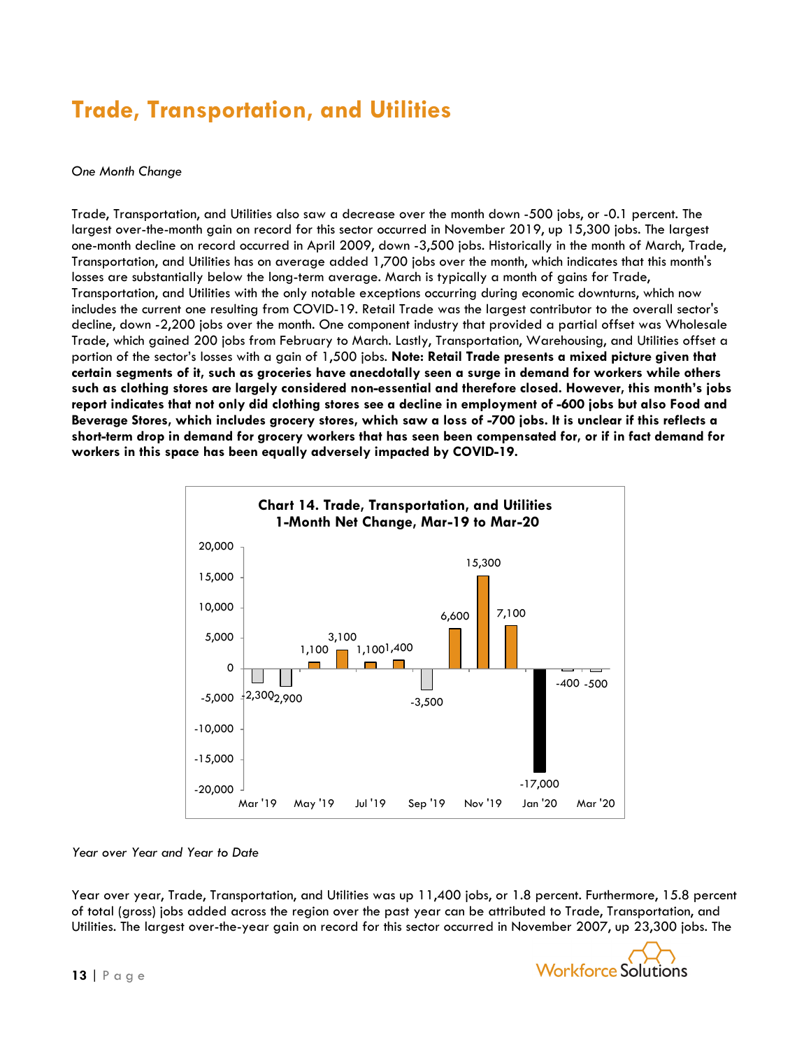# Trade, Transportation, and Utilities

*One Month Change*

Trade, Transportation, and Utilities also saw a decrease over the month down -500 jobs, or -0.1 percent. The largest over-the-month gain on record for this sector occurred in November 2019, up 15,300 jobs. The largest one-month decline on record occurred in April 2009, down -3,500 jobs. Historically in the month of March, Trade, Transportation, and Utilities has on average added 1,700 jobs over the month, which indicates that this month's losses are substantially below the long-term average. March is typically a month of gains for Trade, Transportation, and Utilities with the only notable exceptions occurring during economic downturns, which now includes the current one resulting from COVID-19. Retail Trade was the largest contributor to the overall sector's decline, down -2,200 jobs over the month. One component industry that provided a partial offset was Wholesale Trade, which gained 200 jobs from February to March. Lastly, Transportation, Warehousing, and Utilities offset a portion of the sector's losses with a gain of 1,500 jobs. **Note: Retail Trade presents a mixed picture given that certain segments of it, such as groceries have anecdotally seen a surge in demand for workers while others such as clothing stores are largely considered non-essential and therefore closed. However, this month's jobs report indicates that not only did clothing stores see a decline in employment of -600 jobs but also Food and Beverage Stores, which includes grocery stores, which saw a loss of -700 jobs. It is unclear if this reflects a short-term drop in demand for grocery workers that has seen been compensated for, or if in fact demand for workers in this space has been equally adversely impacted by COVID-19.**

**Chart 14. Trade, Transportation, and Utilities 1-Month Net Change, Mar-19 to Mar-20**

| Month | Net Change |
|---|---|
| Mar '19 | -2,300 |
| Apr '19 | -2,900 |
| May '19 | 1,100 |
| Jun '19 | 3,100 |
| Jul '19 | 1,100 |
| Aug '19 | 1,400 |
| Sep '19 | -3,500 |
| Oct '19 | 6,600 |
| Nov '19 | 15,300 |
| Dec '19 | 7,100 |
| Jan '20 | -17,000 |
| Feb '20 | -400 |
| Mar '20 | -500 |

*Year over Year and Year to Date*

Year over year, Trade, Transportation, and Utilities was up 11,400 jobs, or 1.8 percent. Furthermore, 15.8 percent of total (gross) jobs added across the region over the past year can be attributed to Trade, Transportation, and Utilities. The largest over-the-year gain on record for this sector occurred in November 2007, up 23,300 jobs. The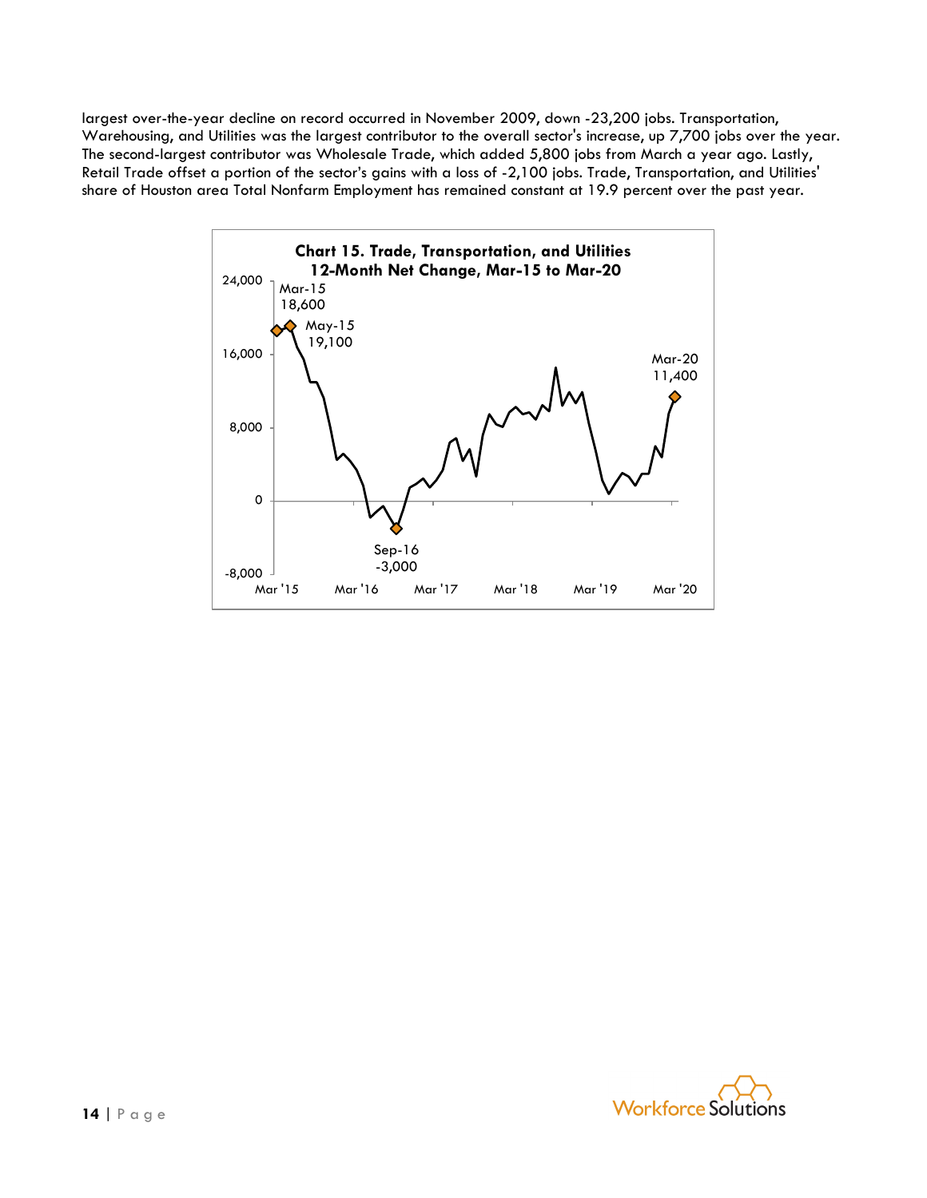largest over-the-year decline on record occurred in November 2009, down -23,200 jobs. Transportation, Warehousing, and Utilities was the largest contributor to the overall sector's increase, up 7,700 jobs over the year. The second-largest contributor was Wholesale Trade, which added 5,800 jobs from March a year ago. Lastly, Retail Trade offset a portion of the sector's gains with a loss of -2,100 jobs. Trade, Transportation, and Utilities' share of Houston area Total Nonfarm Employment has remained constant at 19.9 percent over the past year.

**Chart 15. Trade, Transportation, and Utilities 12-Month Net Change, Mar-15 to Mar-20**

Labeled points: Mar-15: 18,600; May-15: 19,100; Sep-16: -3,000; Mar-20: 11,400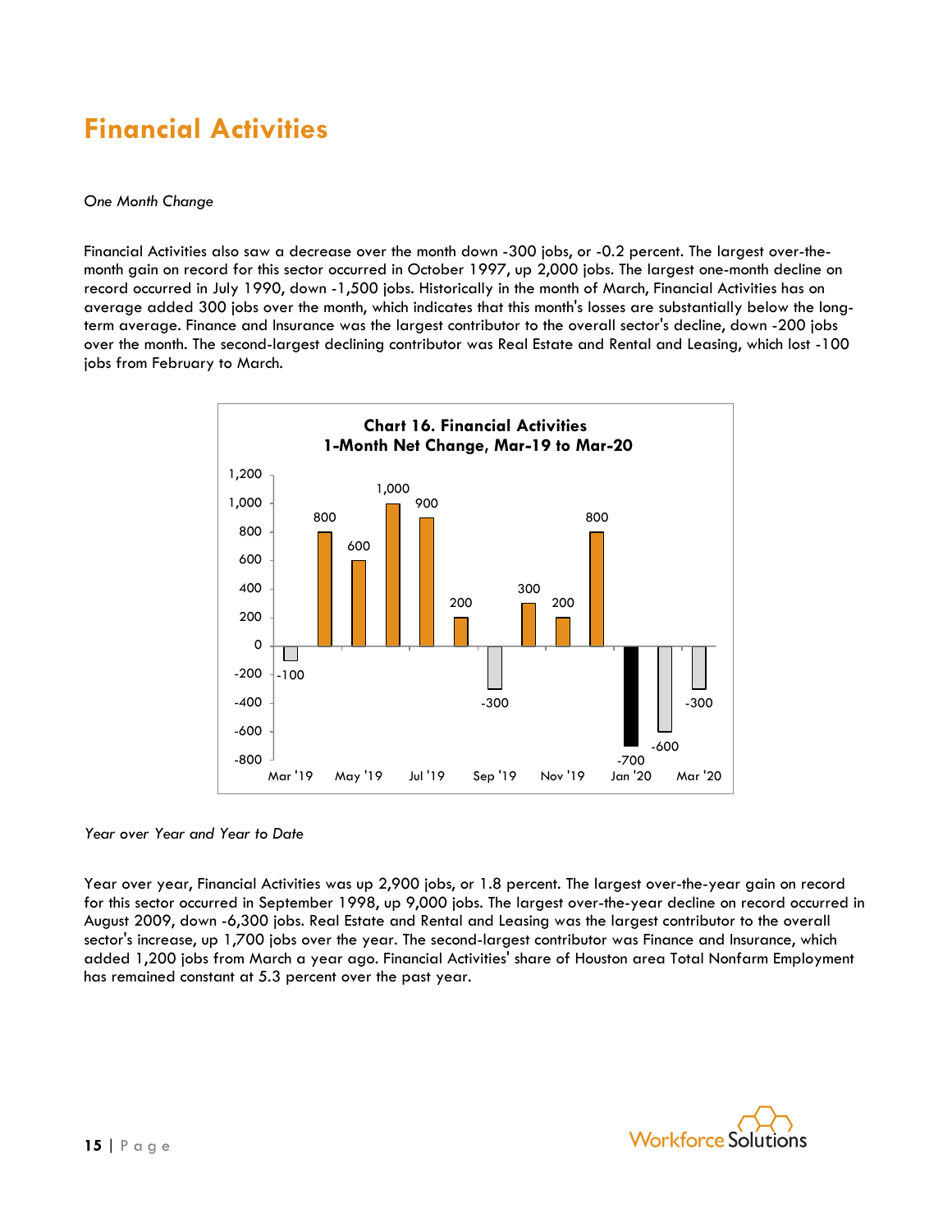# Financial Activities

*One Month Change*

Financial Activities also saw a decrease over the month down -300 jobs, or -0.2 percent. The largest over-the-month gain on record for this sector occurred in October 1997, up 2,000 jobs. The largest one-month decline on record occurred in July 1990, down -1,500 jobs. Historically in the month of March, Financial Activities has on average added 300 jobs over the month, which indicates that this month's losses are substantially below the long-term average. Finance and Insurance was the largest contributor to the overall sector's decline, down -200 jobs over the month. The second-largest declining contributor was Real Estate and Rental and Leasing, which lost -100 jobs from February to March.

**Chart 16. Financial Activities**
**1-Month Net Change, Mar-19 to Mar-20**

| Month | Net Change |
|---|---|
| Mar '19 | -100 |
| Apr '19 | 800 |
| May '19 | 600 |
| Jun '19 | 1,000 |
| Jul '19 | 900 |
| Aug '19 | 200 |
| Sep '19 | -300 |
| Oct '19 | 300 |
| Nov '19 | 200 |
| Dec '19 | 800 |
| Jan '20 | -700 |
| Feb '20 | -600 |
| Mar '20 | -300 |

*Year over Year and Year to Date*

Year over year, Financial Activities was up 2,900 jobs, or 1.8 percent. The largest over-the-year gain on record for this sector occurred in September 1998, up 9,000 jobs. The largest over-the-year decline on record occurred in August 2009, down -6,300 jobs. Real Estate and Rental and Leasing was the largest contributor to the overall sector's increase, up 1,700 jobs over the year. The second-largest contributor was Finance and Insurance, which added 1,200 jobs from March a year ago. Financial Activities' share of Houston area Total Nonfarm Employment has remained constant at 5.3 percent over the past year.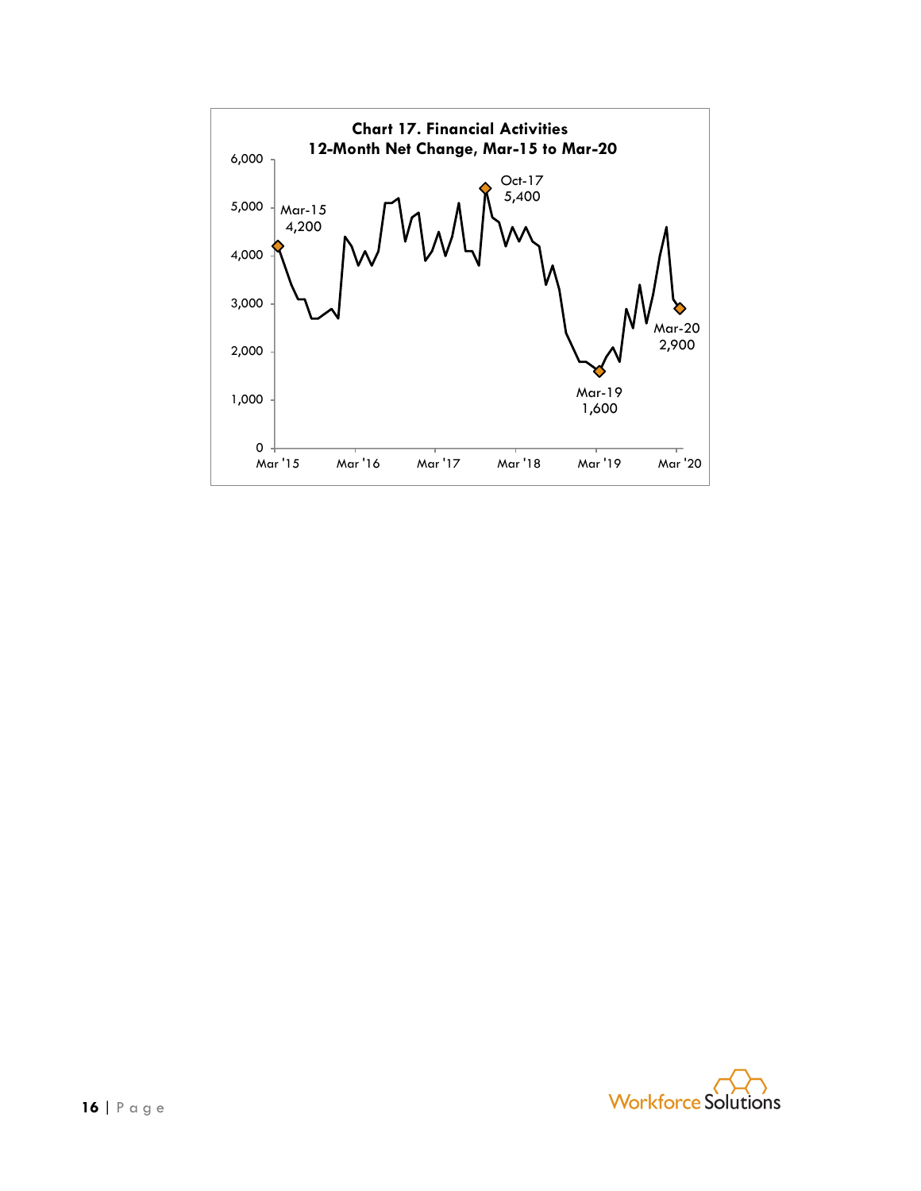**Chart 17. Financial Activities**
**12-Month Net Change, Mar-15 to Mar-20**

Mar-15: 4,200
Oct-17: 5,400
Mar-19: 1,600
Mar-20: 2,900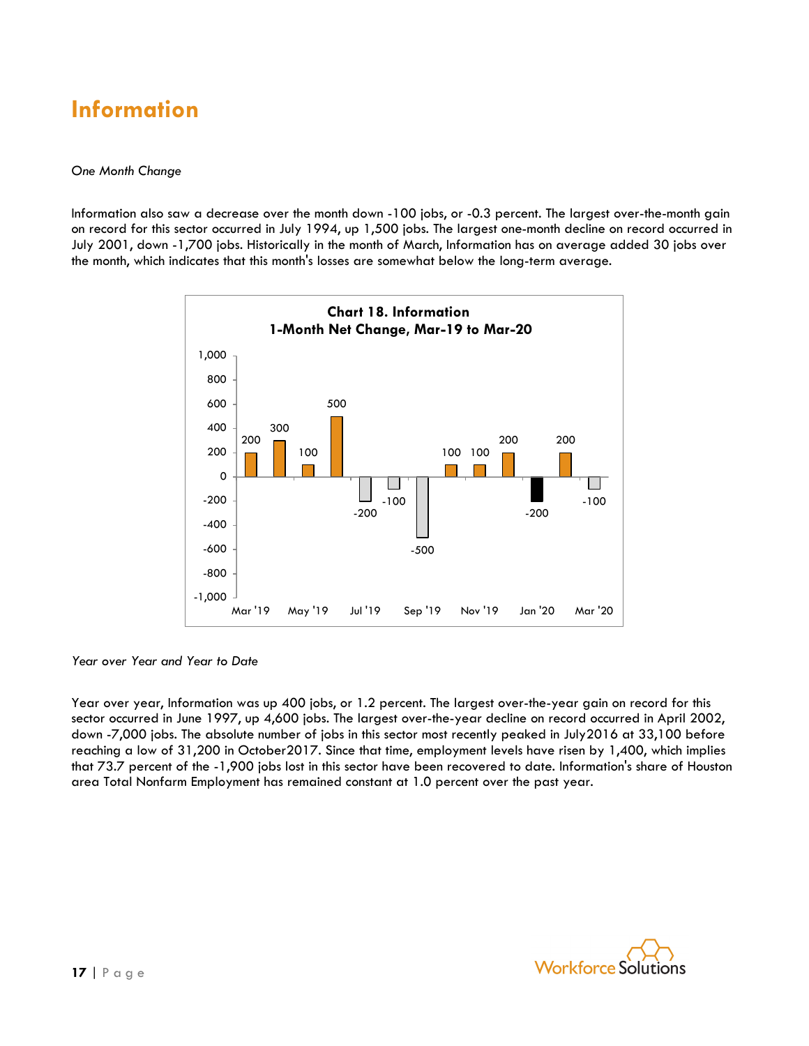# Information

*One Month Change*

Information also saw a decrease over the month down -100 jobs, or -0.3 percent. The largest over-the-month gain on record for this sector occurred in July 1994, up 1,500 jobs. The largest one-month decline on record occurred in July 2001, down -1,700 jobs. Historically in the month of March, Information has on average added 30 jobs over the month, which indicates that this month's losses are somewhat below the long-term average.

**Chart 18. Information**
**1-Month Net Change, Mar-19 to Mar-20**

| Month | Net Change |
|---|---|
| Mar '19 | 200 |
| Apr '19 | 300 |
| May '19 | 100 |
| Jun '19 | 500 |
| Jul '19 | -200 |
| Aug '19 | -100 |
| Sep '19 | -500 |
| Oct '19 | 100 |
| Nov '19 | 100 |
| Dec '19 | 200 |
| Jan '20 | -200 |
| Feb '20 | 200 |
| Mar '20 | -100 |

*Year over Year and Year to Date*

Year over year, Information was up 400 jobs, or 1.2 percent. The largest over-the-year gain on record for this sector occurred in June 1997, up 4,600 jobs. The largest over-the-year decline on record occurred in April 2002, down -7,000 jobs. The absolute number of jobs in this sector most recently peaked in July2016 at 33,100 before reaching a low of 31,200 in October2017. Since that time, employment levels have risen by 1,400, which implies that 73.7 percent of the -1,900 jobs lost in this sector have been recovered to date. Information's share of Houston area Total Nonfarm Employment has remained constant at 1.0 percent over the past year.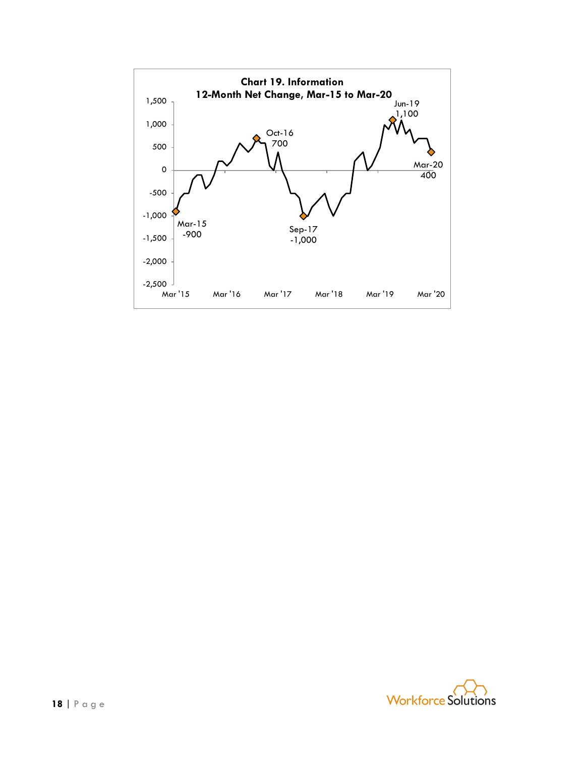**Chart 19. Information**
**12-Month Net Change, Mar-15 to Mar-20**

Mar-15: -900
Oct-16: 700
Sep-17: -1,000
Jun-19: 1,100
Mar-20: 400

Y-axis: -2,500 to 1,500
X-axis: Mar '15, Mar '16, Mar '17, Mar '18, Mar '19, Mar '20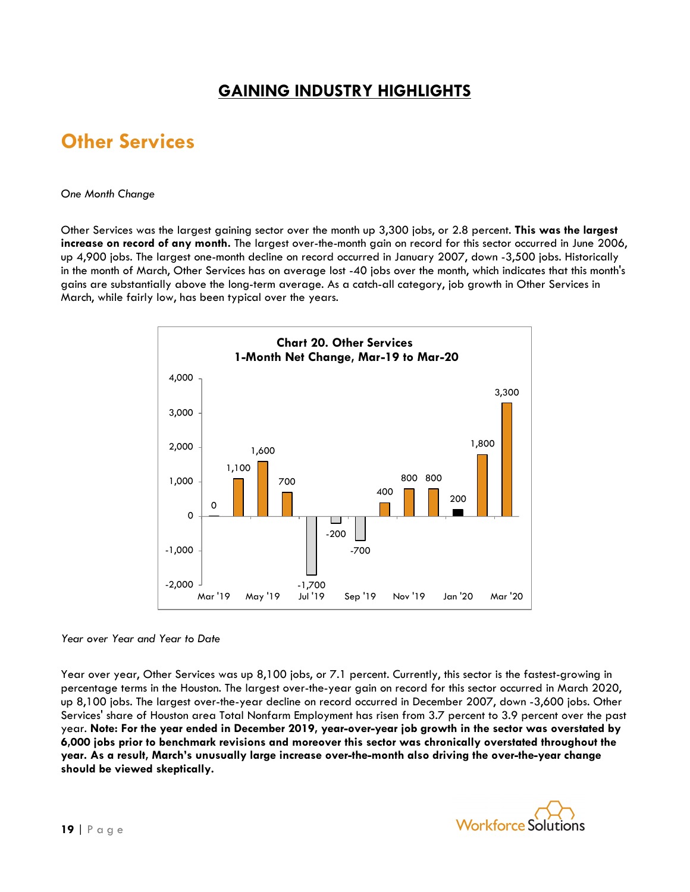# GAINING INDUSTRY HIGHLIGHTS

## Other Services

*One Month Change*

Other Services was the largest gaining sector over the month up 3,300 jobs, or 2.8 percent. **This was the largest increase on record of any month.** The largest over-the-month gain on record for this sector occurred in June 2006, up 4,900 jobs. The largest one-month decline on record occurred in January 2007, down -3,500 jobs. Historically in the month of March, Other Services has on average lost -40 jobs over the month, which indicates that this month's gains are substantially above the long-term average. As a catch-all category, job growth in Other Services in March, while fairly low, has been typical over the years.

**Chart 20. Other Services**
**1-Month Net Change, Mar-19 to Mar-20**

| Month | Net Change |
|---|---|
| Mar '19 | 0 |
| Apr '19 | 1,100 |
| May '19 | 1,600 |
| Jun '19 | 700 |
| Jul '19 | -1,700 |
| Aug '19 | -200 |
| Sep '19 | -700 |
| Oct '19 | 400 |
| Nov '19 | 800 |
| Dec '19 | 800 |
| Jan '20 | 200 |
| Feb '20 | 1,800 |
| Mar '20 | 3,300 |

*Year over Year and Year to Date*

Year over year, Other Services was up 8,100 jobs, or 7.1 percent. Currently, this sector is the fastest-growing in percentage terms in the Houston. The largest over-the-year gain on record for this sector occurred in March 2020, up 8,100 jobs. The largest over-the-year decline on record occurred in December 2007, down -3,600 jobs. Other Services' share of Houston area Total Nonfarm Employment has risen from 3.7 percent to 3.9 percent over the past year. **Note: For the year ended in December 2019, year-over-year job growth in the sector was overstated by 6,000 jobs prior to benchmark revisions and moreover this sector was chronically overstated throughout the year. As a result, March's unusually large increase over-the-month also driving the over-the-year change should be viewed skeptically.**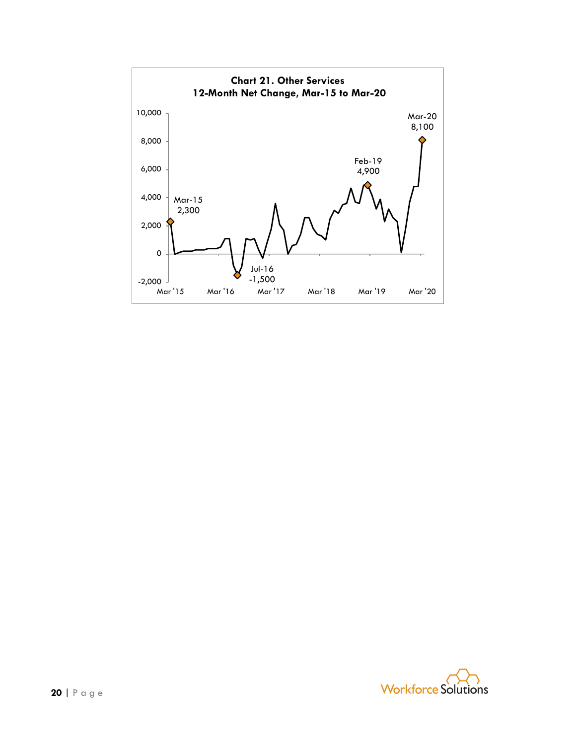**Chart 21. Other Services**
**12-Month Net Change, Mar-15 to Mar-20**

Mar-15
2,300

Jul-16
-1,500

Feb-19
4,900

Mar-20
8,100

10,000
8,000
6,000
4,000
2,000
0
-2,000

Mar '15 Mar '16 Mar '17 Mar '18 Mar '19 Mar '20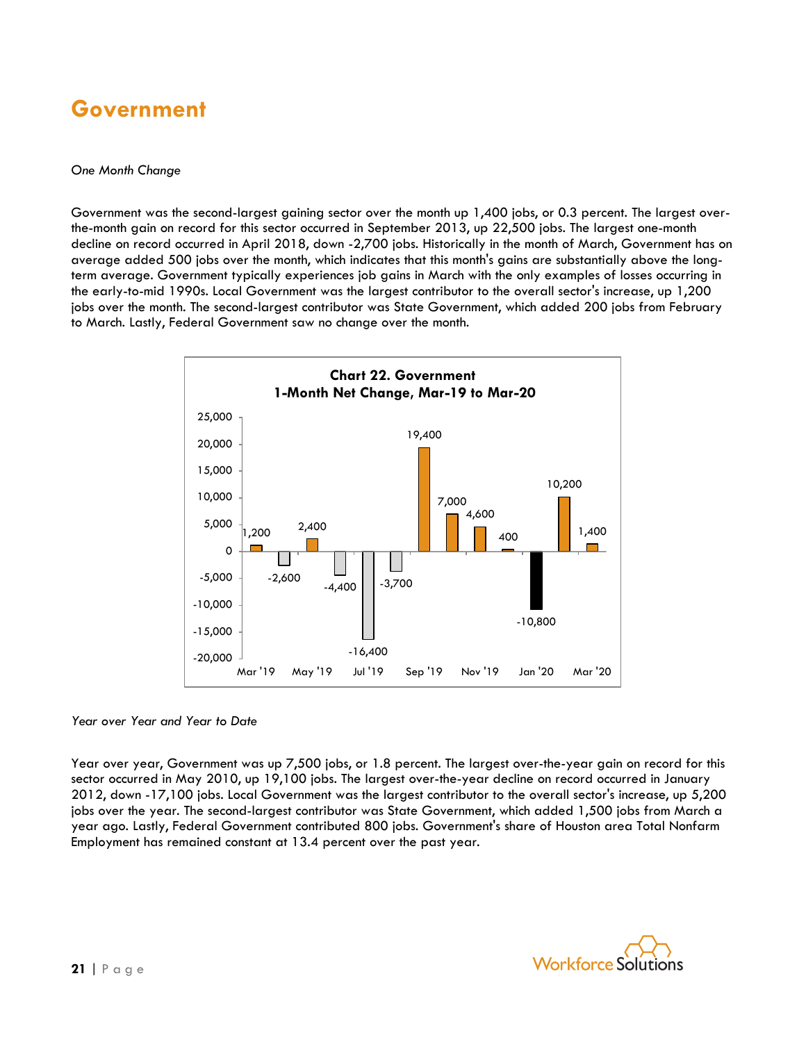# Government

*One Month Change*

Government was the second-largest gaining sector over the month up 1,400 jobs, or 0.3 percent. The largest over-the-month gain on record for this sector occurred in September 2013, up 22,500 jobs. The largest one-month decline on record occurred in April 2018, down -2,700 jobs. Historically in the month of March, Government has on average added 500 jobs over the month, which indicates that this month's gains are substantially above the long-term average. Government typically experiences job gains in March with the only examples of losses occurring in the early-to-mid 1990s. Local Government was the largest contributor to the overall sector's increase, up 1,200 jobs over the month. The second-largest contributor was State Government, which added 200 jobs from February to March. Lastly, Federal Government saw no change over the month.

**Chart 22. Government**
**1-Month Net Change, Mar-19 to Mar-20**

| Month | Net Change |
|---|---|
| Mar '19 | 1,200 |
| Apr '19 | -2,600 |
| May '19 | 2,400 |
| Jun '19 | -4,400 |
| Jul '19 | -16,400 |
| Aug '19 | -3,700 |
| Sep '19 | 19,400 |
| Oct '19 | 7,000 |
| Nov '19 | 4,600 |
| Dec '19 | 400 |
| Jan '20 | -10,800 |
| Feb '20 | 10,200 |
| Mar '20 | 1,400 |

*Year over Year and Year to Date*

Year over year, Government was up 7,500 jobs, or 1.8 percent. The largest over-the-year gain on record for this sector occurred in May 2010, up 19,100 jobs. The largest over-the-year decline on record occurred in January 2012, down -17,100 jobs. Local Government was the largest contributor to the overall sector's increase, up 5,200 jobs over the year. The second-largest contributor was State Government, which added 1,500 jobs from March a year ago. Lastly, Federal Government contributed 800 jobs. Government's share of Houston area Total Nonfarm Employment has remained constant at 13.4 percent over the past year.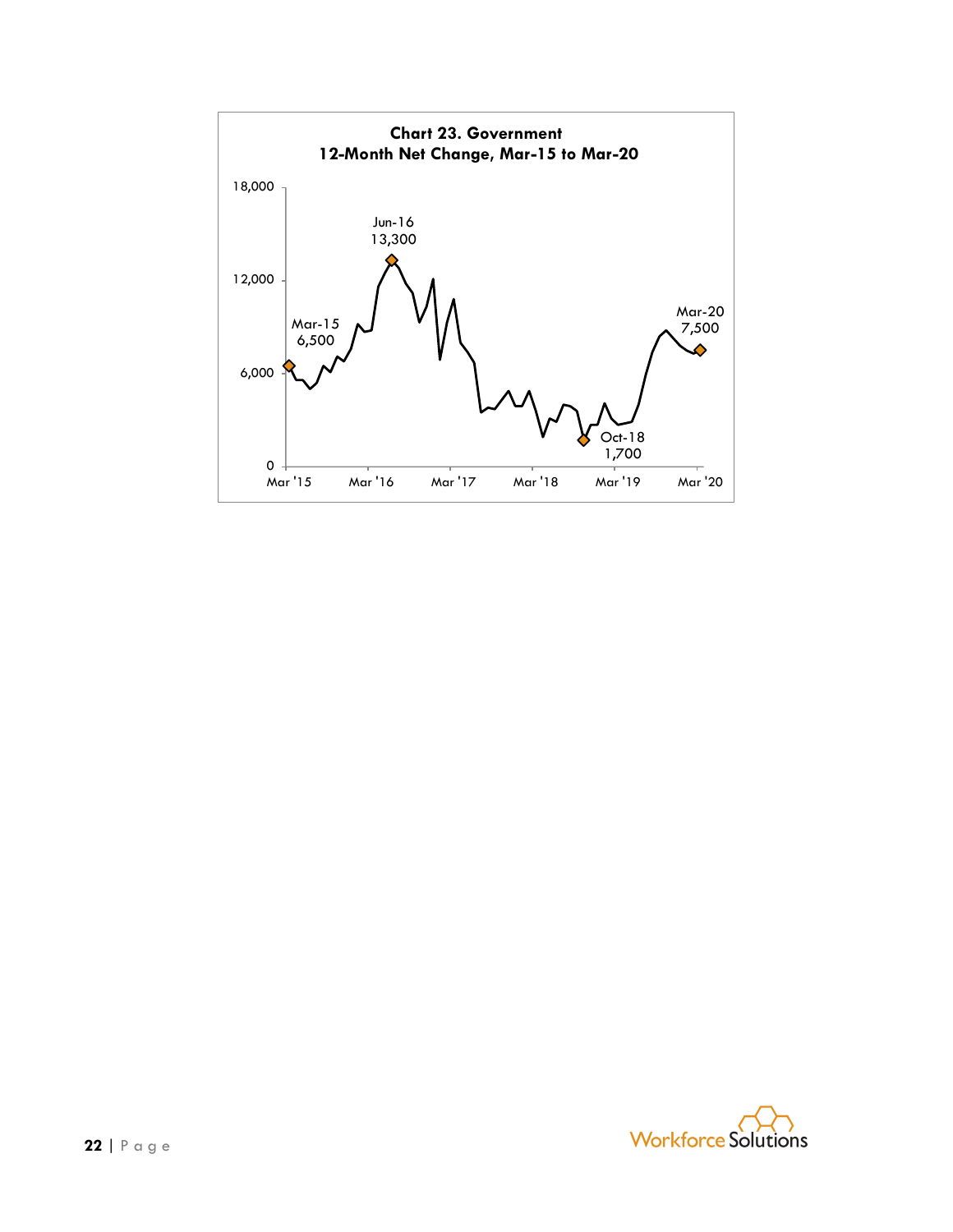**Chart 23. Government**
**12-Month Net Change, Mar-15 to Mar-20**

Mar-15 6,500

Jun-16 13,300

Oct-18 1,700

Mar-20 7,500

18,000
12,000
6,000
0

Mar '15 Mar '16 Mar '17 Mar '18 Mar '19 Mar '20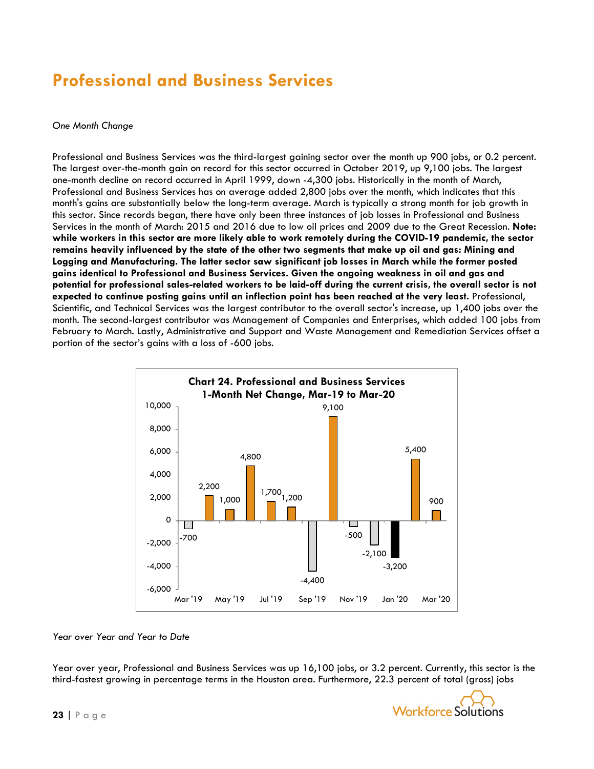# Professional and Business Services

*One Month Change*

Professional and Business Services was the third-largest gaining sector over the month up 900 jobs, or 0.2 percent. The largest over-the-month gain on record for this sector occurred in October 2019, up 9,100 jobs. The largest one-month decline on record occurred in April 1999, down -4,300 jobs. Historically in the month of March, Professional and Business Services has on average added 2,800 jobs over the month, which indicates that this month's gains are substantially below the long-term average. March is typically a strong month for job growth in this sector. Since records began, there have only been three instances of job losses in Professional and Business Services in the month of March: 2015 and 2016 due to low oil prices and 2009 due to the Great Recession. **Note: while workers in this sector are more likely able to work remotely during the COVID-19 pandemic, the sector remains heavily influenced by the state of the other two segments that make up oil and gas: Mining and Logging and Manufacturing. The latter sector saw significant job losses in March while the former posted gains identical to Professional and Business Services. Given the ongoing weakness in oil and gas and potential for professional sales-related workers to be laid-off during the current crisis, the overall sector is not expected to continue posting gains until an inflection point has been reached at the very least.** Professional, Scientific, and Technical Services was the largest contributor to the overall sector's increase, up 1,400 jobs over the month. The second-largest contributor was Management of Companies and Enterprises, which added 100 jobs from February to March. Lastly, Administrative and Support and Waste Management and Remediation Services offset a portion of the sector's gains with a loss of -600 jobs.

**Chart 24. Professional and Business Services 1-Month Net Change, Mar-19 to Mar-20**

| Month | Net Change |
|---|---|
| Mar '19 | -700 |
| Apr '19 | 2,200 |
| May '19 | 1,000 |
| Jun '19 | 4,800 |
| Jul '19 | 1,700 |
| Aug '19 | 1,200 |
| Sep '19 | -4,400 |
| Oct '19 | 9,100 |
| Nov '19 | -500 |
| Dec '19 | -2,100 |
| Jan '20 | -3,200 |
| Feb '20 | 5,400 |
| Mar '20 | 900 |

*Year over Year and Year to Date*

Year over year, Professional and Business Services was up 16,100 jobs, or 3.2 percent. Currently, this sector is the third-fastest growing in percentage terms in the Houston area. Furthermore, 22.3 percent of total (gross) jobs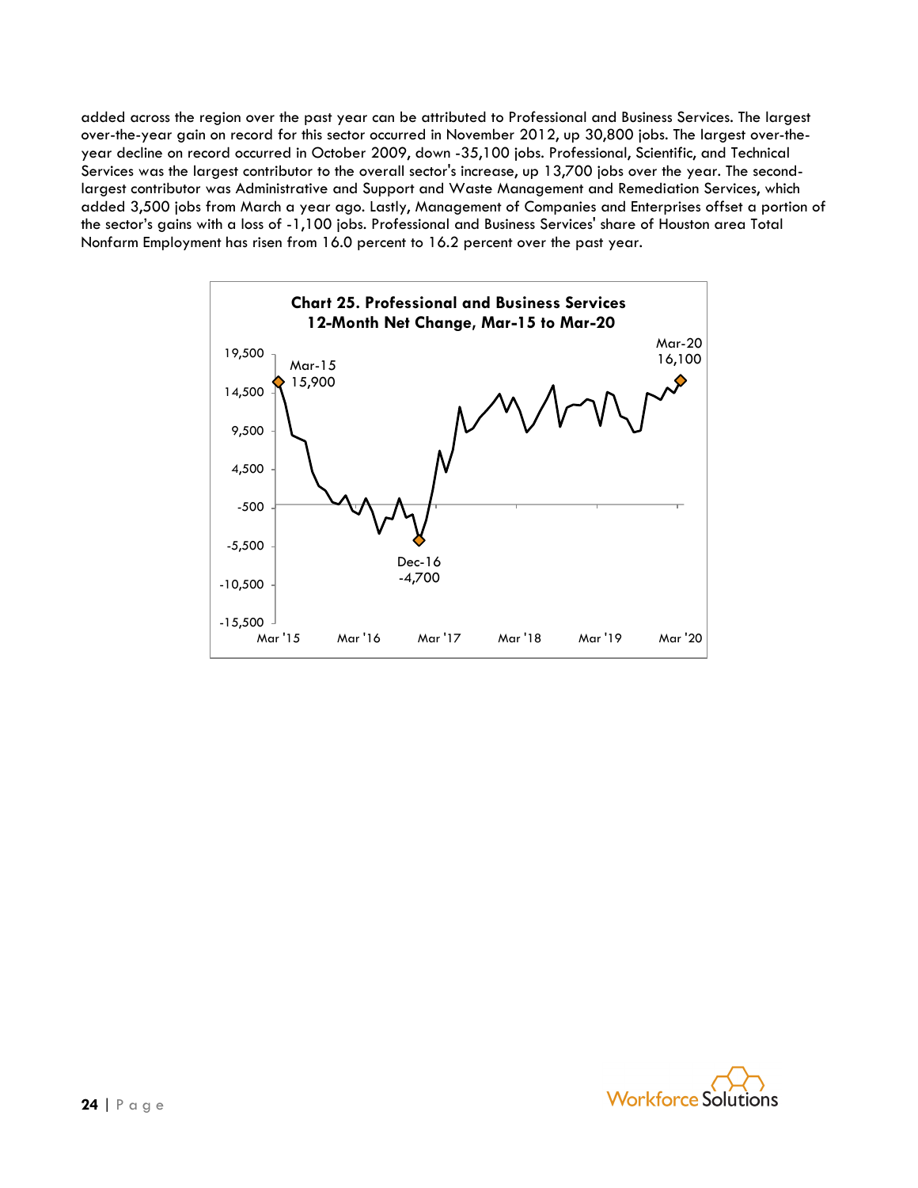added across the region over the past year can be attributed to Professional and Business Services. The largest over-the-year gain on record for this sector occurred in November 2012, up 30,800 jobs. The largest over-the-year decline on record occurred in October 2009, down -35,100 jobs. Professional, Scientific, and Technical Services was the largest contributor to the overall sector's increase, up 13,700 jobs over the year. The second-largest contributor was Administrative and Support and Waste Management and Remediation Services, which added 3,500 jobs from March a year ago. Lastly, Management of Companies and Enterprises offset a portion of the sector's gains with a loss of -1,100 jobs. Professional and Business Services' share of Houston area Total Nonfarm Employment has risen from 16.0 percent to 16.2 percent over the past year.

**Chart 25. Professional and Business Services 12-Month Net Change, Mar-15 to Mar-20**

Mar-15: 15,900
Dec-16: -4,700
Mar-20: 16,100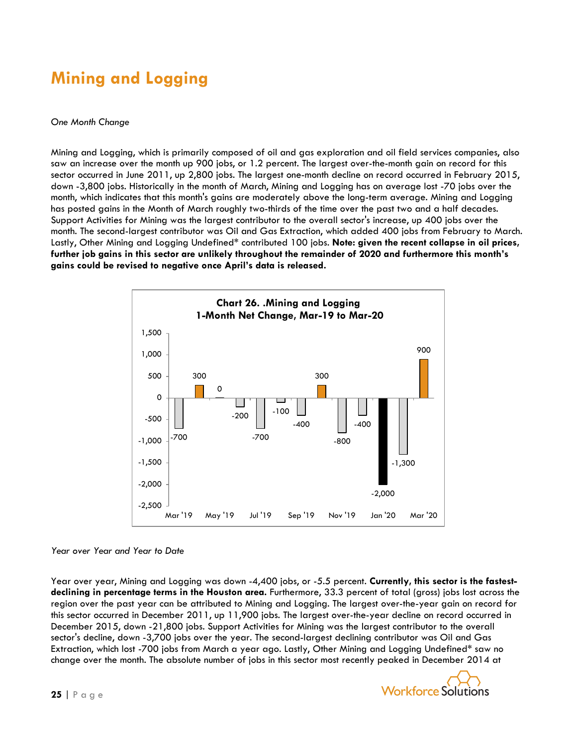# Mining and Logging

*One Month Change*

Mining and Logging, which is primarily composed of oil and gas exploration and oil field services companies, also saw an increase over the month up 900 jobs, or 1.2 percent. The largest over-the-month gain on record for this sector occurred in June 2011, up 2,800 jobs. The largest one-month decline on record occurred in February 2015, down -3,800 jobs. Historically in the month of March, Mining and Logging has on average lost -70 jobs over the month, which indicates that this month's gains are moderately above the long-term average. Mining and Logging has posted gains in the Month of March roughly two-thirds of the time over the past two and a half decades. Support Activities for Mining was the largest contributor to the overall sector's increase, up 400 jobs over the month. The second-largest contributor was Oil and Gas Extraction, which added 400 jobs from February to March. Lastly, Other Mining and Logging Undefined* contributed 100 jobs. **Note: given the recent collapse in oil prices, further job gains in this sector are unlikely throughout the remainder of 2020 and furthermore this month's gains could be revised to negative once April's data is released.**

**Chart 26. .Mining and Logging**
**1-Month Net Change, Mar-19 to Mar-20**

| Month | Net Change |
|---|---|
| Mar '19 | -700 |
| Apr '19 | 300 |
| May '19 | 0 |
| Jun '19 | -200 |
| Jul '19 | -700 |
| Aug '19 | -100 |
| Sep '19 | -400 |
| Oct '19 | 300 |
| Nov '19 | -800 |
| Dec '19 | -400 |
| Jan '20 | -2,000 |
| Feb '20 | -1,300 |
| Mar '20 | 900 |

*Year over Year and Year to Date*

Year over year, Mining and Logging was down -4,400 jobs, or -5.5 percent. **Currently, this sector is the fastest-declining in percentage terms in the Houston area.** Furthermore, 33.3 percent of total (gross) jobs lost across the region over the past year can be attributed to Mining and Logging. The largest over-the-year gain on record for this sector occurred in December 2011, up 11,900 jobs. The largest over-the-year decline on record occurred in December 2015, down -21,800 jobs. Support Activities for Mining was the largest contributor to the overall sector's decline, down -3,700 jobs over the year. The second-largest declining contributor was Oil and Gas Extraction, which lost -700 jobs from March a year ago. Lastly, Other Mining and Logging Undefined* saw no change over the month. The absolute number of jobs in this sector most recently peaked in December 2014 at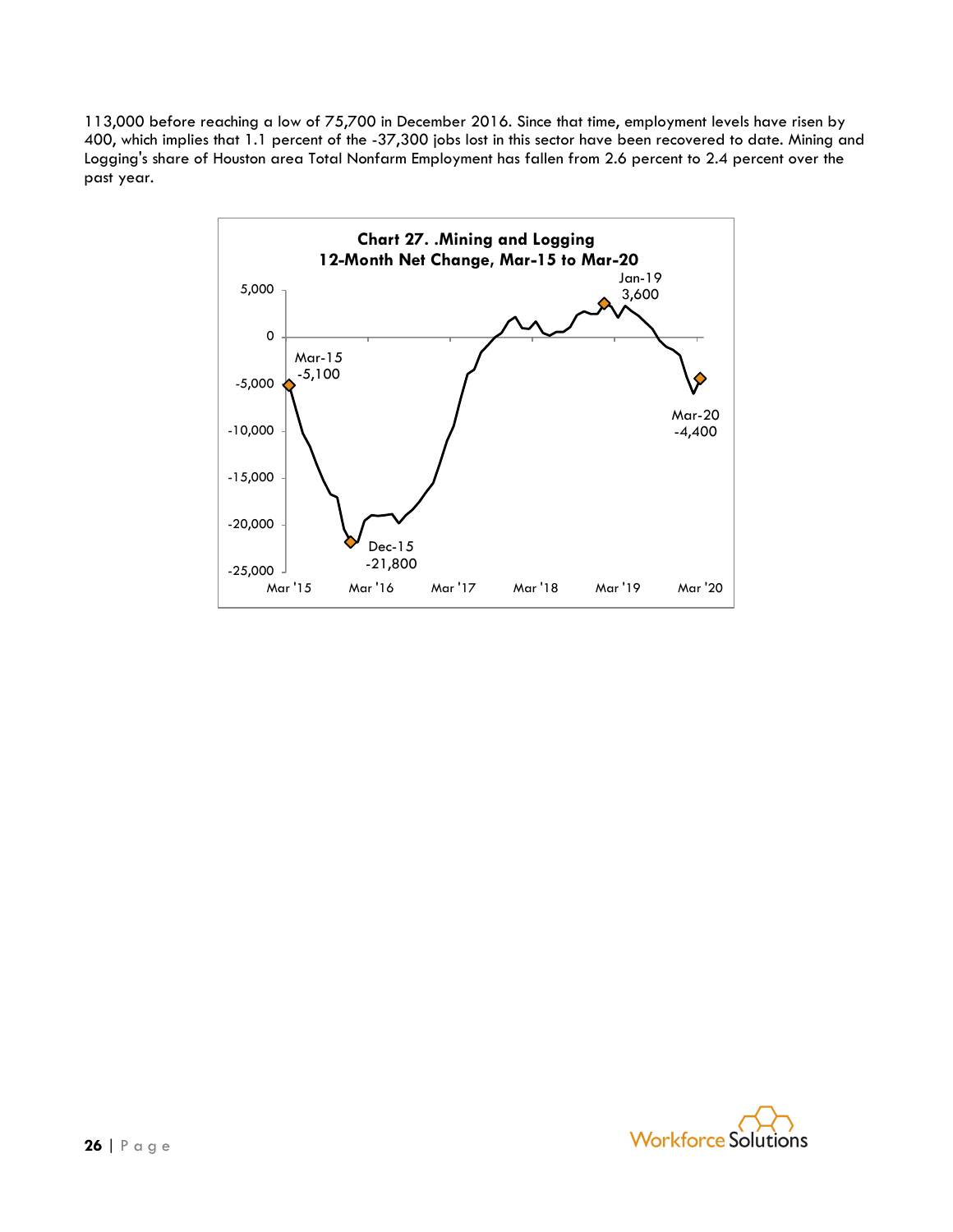113,000 before reaching a low of 75,700 in December 2016. Since that time, employment levels have risen by 400, which implies that 1.1 percent of the -37,300 jobs lost in this sector have been recovered to date. Mining and Logging's share of Houston area Total Nonfarm Employment has fallen from 2.6 percent to 2.4 percent over the past year.

**Chart 27. .Mining and Logging**
**12-Month Net Change, Mar-15 to Mar-20**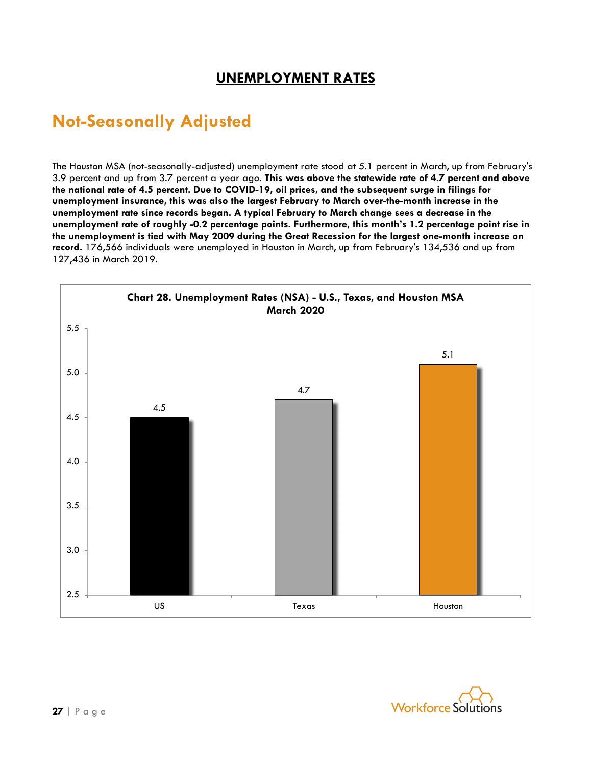# UNEMPLOYMENT RATES

## Not-Seasonally Adjusted

The Houston MSA (not-seasonally-adjusted) unemployment rate stood at 5.1 percent in March, up from February's 3.9 percent and up from 3.7 percent a year ago. **This was above the statewide rate of 4.7 percent and above the national rate of 4.5 percent. Due to COVID-19, oil prices, and the subsequent surge in filings for unemployment insurance, this was also the largest February to March over-the-month increase in the unemployment rate since records began. A typical February to March change sees a decrease in the unemployment rate of roughly -0.2 percentage points. Furthermore, this month's 1.2 percentage point rise in the unemployment is tied with May 2009 during the Great Recession for the largest one-month increase on record.** 176,566 individuals were unemployed in Houston in March, up from February's 134,536 and up from 127,436 in March 2019.

**Chart 28. Unemployment Rates (NSA) - U.S., Texas, and Houston MSA March 2020**

| | US | Texas | Houston |
|---|---|---|---|
| Unemployment Rate | 4.5 | 4.7 | 5.1 |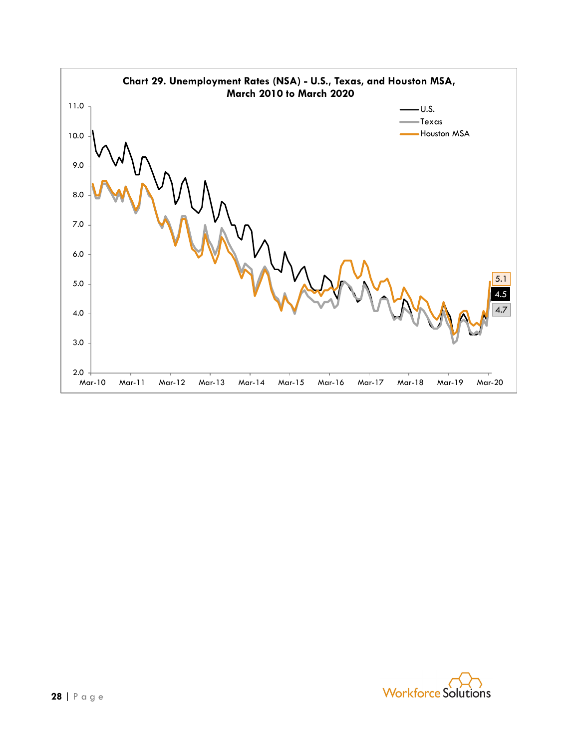**Chart 29. Unemployment Rates (NSA) - U.S., Texas, and Houston MSA, March 2010 to March 2020**

U.S.

Texas

Houston MSA

11.0

10.0

9.0

8.0

7.0

6.0

5.0

4.0

3.0

2.0

Mar-10 Mar-11 Mar-12 Mar-13 Mar-14 Mar-15 Mar-16 Mar-17 Mar-18 Mar-19 Mar-20

5.1

4.5

4.7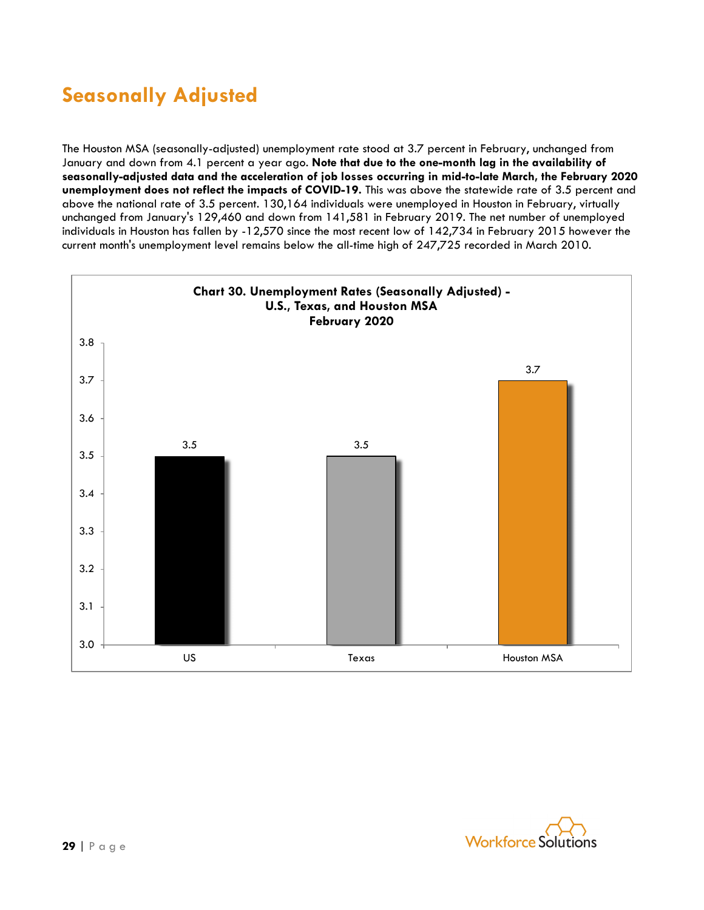# Seasonally Adjusted

The Houston MSA (seasonally-adjusted) unemployment rate stood at 3.7 percent in February, unchanged from January and down from 4.1 percent a year ago. **Note that due to the one-month lag in the availability of seasonally-adjusted data and the acceleration of job losses occurring in mid-to-late March, the February 2020 unemployment does not reflect the impacts of COVID-19.** This was above the statewide rate of 3.5 percent and above the national rate of 3.5 percent. 130,164 individuals were unemployed in Houston in February, virtually unchanged from January's 129,460 and down from 141,581 in February 2019. The net number of unemployed individuals in Houston has fallen by -12,570 since the most recent low of 142,734 in February 2015 however the current month's unemployment level remains below the all-time high of 247,725 recorded in March 2010.

**Chart 30. Unemployment Rates (Seasonally Adjusted) - U.S., Texas, and Houston MSA February 2020**

| Area | Rate |
| --- | --- |
| US | 3.5 |
| Texas | 3.5 |
| Houston MSA | 3.7 |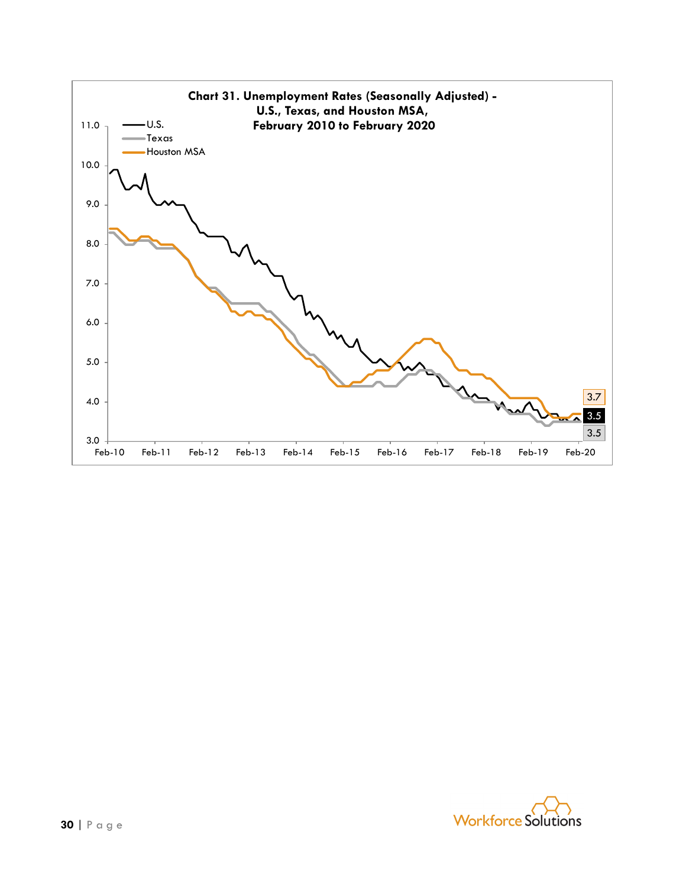**Chart 31. Unemployment Rates (Seasonally Adjusted) - U.S., Texas, and Houston MSA, February 2010 to February 2020**

U.S.
Texas
Houston MSA

11.0
10.0
9.0
8.0
7.0
6.0
5.0
4.0
3.0

Feb-10 Feb-11 Feb-12 Feb-13 Feb-14 Feb-15 Feb-16 Feb-17 Feb-18 Feb-19 Feb-20

3.7
3.5
3.5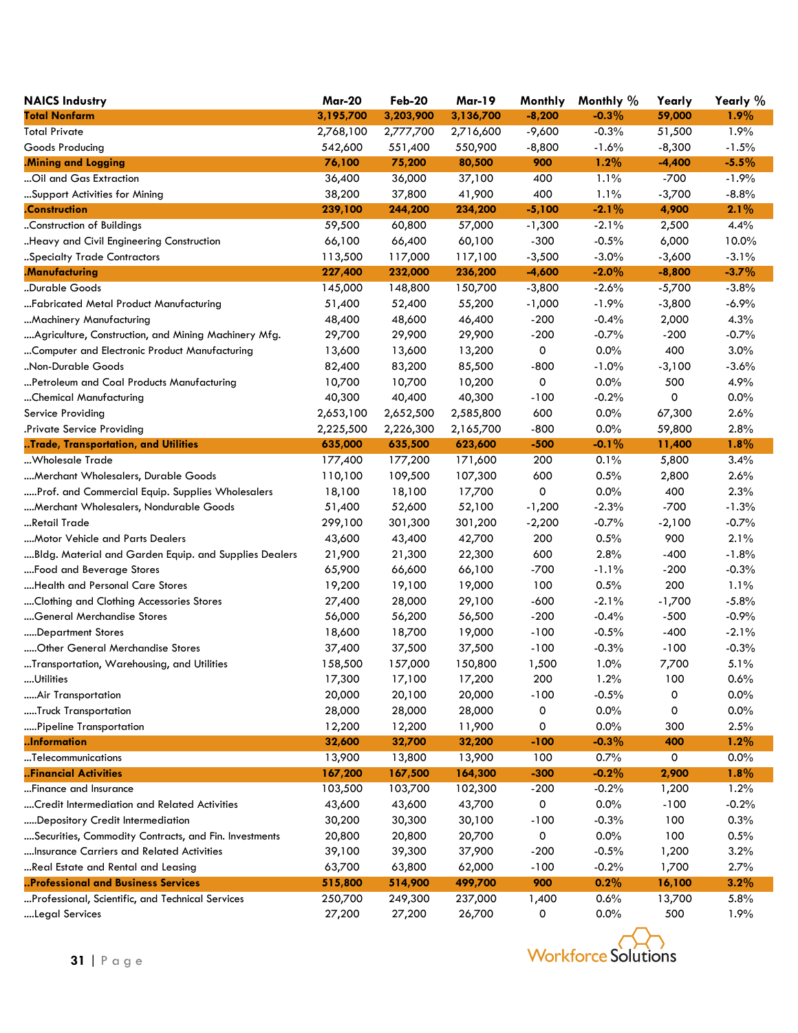| NAICS Industry | Mar-20 | Feb-20 | Mar-19 | Monthly | Monthly % | Yearly | Yearly % |
|---|---|---|---|---|---|---|---|
| **Total Nonfarm** | **3,195,700** | **3,203,900** | **3,136,700** | **-8,200** | **-0.3%** | **59,000** | **1.9%** |
| Total Private | 2,768,100 | 2,777,700 | 2,716,600 | -9,600 | -0.3% | 51,500 | 1.9% |
| Goods Producing | 542,600 | 551,400 | 550,900 | -8,800 | -1.6% | -8,300 | -1.5% |
| **.Mining and Logging** | **76,100** | **75,200** | **80,500** | **900** | **1.2%** | **-4,400** | **-5.5%** |
| ...Oil and Gas Extraction | 36,400 | 36,000 | 37,100 | 400 | 1.1% | -700 | -1.9% |
| ...Support Activities for Mining | 38,200 | 37,800 | 41,900 | 400 | 1.1% | -3,700 | -8.8% |
| **.Construction** | **239,100** | **244,200** | **234,200** | **-5,100** | **-2.1%** | **4,900** | **2.1%** |
| ..Construction of Buildings | 59,500 | 60,800 | 57,000 | -1,300 | -2.1% | 2,500 | 4.4% |
| ..Heavy and Civil Engineering Construction | 66,100 | 66,400 | 60,100 | -300 | -0.5% | 6,000 | 10.0% |
| ..Specialty Trade Contractors | 113,500 | 117,000 | 117,100 | -3,500 | -3.0% | -3,600 | -3.1% |
| **.Manufacturing** | **227,400** | **232,000** | **236,200** | **-4,600** | **-2.0%** | **-8,800** | **-3.7%** |
| ..Durable Goods | 145,000 | 148,800 | 150,700 | -3,800 | -2.6% | -5,700 | -3.8% |
| ...Fabricated Metal Product Manufacturing | 51,400 | 52,400 | 55,200 | -1,000 | -1.9% | -3,800 | -6.9% |
| ...Machinery Manufacturing | 48,400 | 48,600 | 46,400 | -200 | -0.4% | 2,000 | 4.3% |
| ....Agriculture, Construction, and Mining Machinery Mfg. | 29,700 | 29,900 | 29,900 | -200 | -0.7% | -200 | -0.7% |
| ...Computer and Electronic Product Manufacturing | 13,600 | 13,600 | 13,200 | 0 | 0.0% | 400 | 3.0% |
| ..Non-Durable Goods | 82,400 | 83,200 | 85,500 | -800 | -1.0% | -3,100 | -3.6% |
| ...Petroleum and Coal Products Manufacturing | 10,700 | 10,700 | 10,200 | 0 | 0.0% | 500 | 4.9% |
| ...Chemical Manufacturing | 40,300 | 40,400 | 40,300 | -100 | -0.2% | 0 | 0.0% |
| Service Providing | 2,653,100 | 2,652,500 | 2,585,800 | 600 | 0.0% | 67,300 | 2.6% |
| .Private Service Providing | 2,225,500 | 2,226,300 | 2,165,700 | -800 | 0.0% | 59,800 | 2.8% |
| **..Trade, Transportation, and Utilities** | **635,000** | **635,500** | **623,600** | **-500** | **-0.1%** | **11,400** | **1.8%** |
| ...Wholesale Trade | 177,400 | 177,200 | 171,600 | 200 | 0.1% | 5,800 | 3.4% |
| ....Merchant Wholesalers, Durable Goods | 110,100 | 109,500 | 107,300 | 600 | 0.5% | 2,800 | 2.6% |
| .....Prof. and Commercial Equip. Supplies Wholesalers | 18,100 | 18,100 | 17,700 | 0 | 0.0% | 400 | 2.3% |
| ....Merchant Wholesalers, Nondurable Goods | 51,400 | 52,600 | 52,100 | -1,200 | -2.3% | -700 | -1.3% |
| ...Retail Trade | 299,100 | 301,300 | 301,200 | -2,200 | -0.7% | -2,100 | -0.7% |
| ....Motor Vehicle and Parts Dealers | 43,600 | 43,400 | 42,700 | 200 | 0.5% | 900 | 2.1% |
| ....Bldg. Material and Garden Equip. and Supplies Dealers | 21,900 | 21,300 | 22,300 | 600 | 2.8% | -400 | -1.8% |
| ....Food and Beverage Stores | 65,900 | 66,600 | 66,100 | -700 | -1.1% | -200 | -0.3% |
| ....Health and Personal Care Stores | 19,200 | 19,100 | 19,000 | 100 | 0.5% | 200 | 1.1% |
| ....Clothing and Clothing Accessories Stores | 27,400 | 28,000 | 29,100 | -600 | -2.1% | -1,700 | -5.8% |
| ....General Merchandise Stores | 56,000 | 56,200 | 56,500 | -200 | -0.4% | -500 | -0.9% |
| .....Department Stores | 18,600 | 18,700 | 19,000 | -100 | -0.5% | -400 | -2.1% |
| .....Other General Merchandise Stores | 37,400 | 37,500 | 37,500 | -100 | -0.3% | -100 | -0.3% |
| ...Transportation, Warehousing, and Utilities | 158,500 | 157,000 | 150,800 | 1,500 | 1.0% | 7,700 | 5.1% |
| ....Utilities | 17,300 | 17,100 | 17,200 | 200 | 1.2% | 100 | 0.6% |
| .....Air Transportation | 20,000 | 20,100 | 20,000 | -100 | -0.5% | 0 | 0.0% |
| .....Truck Transportation | 28,000 | 28,000 | 28,000 | 0 | 0.0% | 0 | 0.0% |
| .....Pipeline Transportation | 12,200 | 12,200 | 11,900 | 0 | 0.0% | 300 | 2.5% |
| **..Information** | **32,600** | **32,700** | **32,200** | **-100** | **-0.3%** | **400** | **1.2%** |
| ...Telecommunications | 13,900 | 13,800 | 13,900 | 100 | 0.7% | 0 | 0.0% |
| **..Financial Activities** | **167,200** | **167,500** | **164,300** | **-300** | **-0.2%** | **2,900** | **1.8%** |
| ...Finance and Insurance | 103,500 | 103,700 | 102,300 | -200 | -0.2% | 1,200 | 1.2% |
| ....Credit Intermediation and Related Activities | 43,600 | 43,600 | 43,700 | 0 | 0.0% | -100 | -0.2% |
| .....Depository Credit Intermediation | 30,200 | 30,300 | 30,100 | -100 | -0.3% | 100 | 0.3% |
| ....Securities, Commodity Contracts, and Fin. Investments | 20,800 | 20,800 | 20,700 | 0 | 0.0% | 100 | 0.5% |
| ....Insurance Carriers and Related Activities | 39,100 | 39,300 | 37,900 | -200 | -0.5% | 1,200 | 3.2% |
| ...Real Estate and Rental and Leasing | 63,700 | 63,800 | 62,000 | -100 | -0.2% | 1,700 | 2.7% |
| **..Professional and Business Services** | **515,800** | **514,900** | **499,700** | **900** | **0.2%** | **16,100** | **3.2%** |
| ...Professional, Scientific, and Technical Services | 250,700 | 249,300 | 237,000 | 1,400 | 0.6% | 13,700 | 5.8% |
| ....Legal Services | 27,200 | 27,200 | 26,700 | 0 | 0.0% | 500 | 1.9% |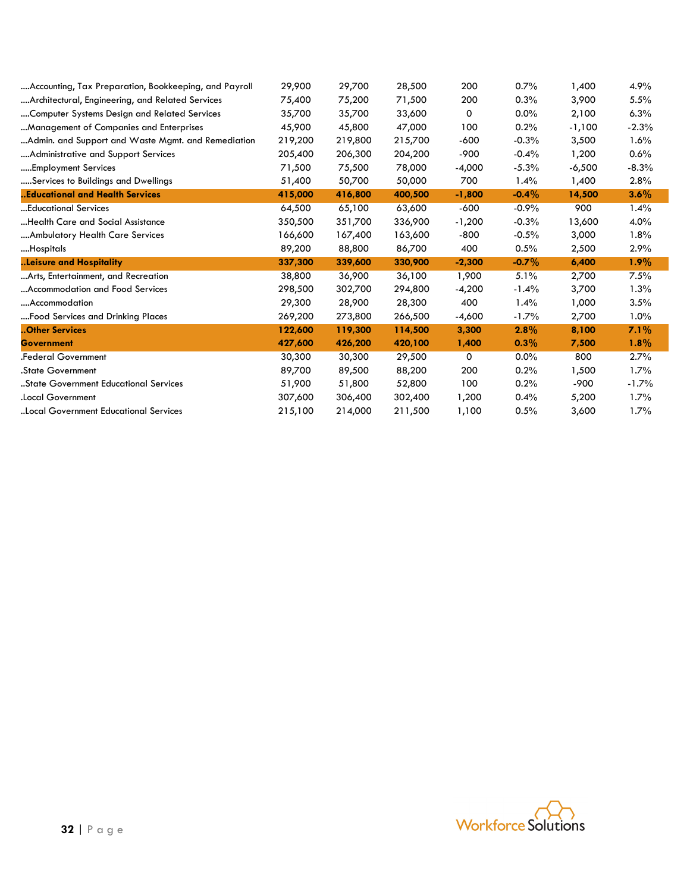| | | | | | | | |
|---|---|---|---|---|---|---|---|
| ....Accounting, Tax Preparation, Bookkeeping, and Payroll | 29,900 | 29,700 | 28,500 | 200 | 0.7% | 1,400 | 4.9% |
| ....Architectural, Engineering, and Related Services | 75,400 | 75,200 | 71,500 | 200 | 0.3% | 3,900 | 5.5% |
| ....Computer Systems Design and Related Services | 35,700 | 35,700 | 33,600 | 0 | 0.0% | 2,100 | 6.3% |
| ...Management of Companies and Enterprises | 45,900 | 45,800 | 47,000 | 100 | 0.2% | -1,100 | -2.3% |
| ...Admin. and Support and Waste Mgmt. and Remediation | 219,200 | 219,800 | 215,700 | -600 | -0.3% | 3,500 | 1.6% |
| ....Administrative and Support Services | 205,400 | 206,300 | 204,200 | -900 | -0.4% | 1,200 | 0.6% |
| .....Employment Services | 71,500 | 75,500 | 78,000 | -4,000 | -5.3% | -6,500 | -8.3% |
| .....Services to Buildings and Dwellings | 51,400 | 50,700 | 50,000 | 700 | 1.4% | 1,400 | 2.8% |
| **..Educational and Health Services** | **415,000** | **416,800** | **400,500** | **-1,800** | **-0.4%** | **14,500** | **3.6%** |
| ...Educational Services | 64,500 | 65,100 | 63,600 | -600 | -0.9% | 900 | 1.4% |
| ...Health Care and Social Assistance | 350,500 | 351,700 | 336,900 | -1,200 | -0.3% | 13,600 | 4.0% |
| ....Ambulatory Health Care Services | 166,600 | 167,400 | 163,600 | -800 | -0.5% | 3,000 | 1.8% |
| ....Hospitals | 89,200 | 88,800 | 86,700 | 400 | 0.5% | 2,500 | 2.9% |
| **..Leisure and Hospitality** | **337,300** | **339,600** | **330,900** | **-2,300** | **-0.7%** | **6,400** | **1.9%** |
| ...Arts, Entertainment, and Recreation | 38,800 | 36,900 | 36,100 | 1,900 | 5.1% | 2,700 | 7.5% |
| ...Accommodation and Food Services | 298,500 | 302,700 | 294,800 | -4,200 | -1.4% | 3,700 | 1.3% |
| ....Accommodation | 29,300 | 28,900 | 28,300 | 400 | 1.4% | 1,000 | 3.5% |
| ....Food Services and Drinking Places | 269,200 | 273,800 | 266,500 | -4,600 | -1.7% | 2,700 | 1.0% |
| **..Other Services** | **122,600** | **119,300** | **114,500** | **3,300** | **2.8%** | **8,100** | **7.1%** |
| **Government** | **427,600** | **426,200** | **420,100** | **1,400** | **0.3%** | **7,500** | **1.8%** |
| .Federal Government | 30,300 | 30,300 | 29,500 | 0 | 0.0% | 800 | 2.7% |
| .State Government | 89,700 | 89,500 | 88,200 | 200 | 0.2% | 1,500 | 1.7% |
| ..State Government Educational Services | 51,900 | 51,800 | 52,800 | 100 | 0.2% | -900 | -1.7% |
| .Local Government | 307,600 | 306,400 | 302,400 | 1,200 | 0.4% | 5,200 | 1.7% |
| ..Local Government Educational Services | 215,100 | 214,000 | 211,500 | 1,100 | 0.5% | 3,600 | 1.7% |